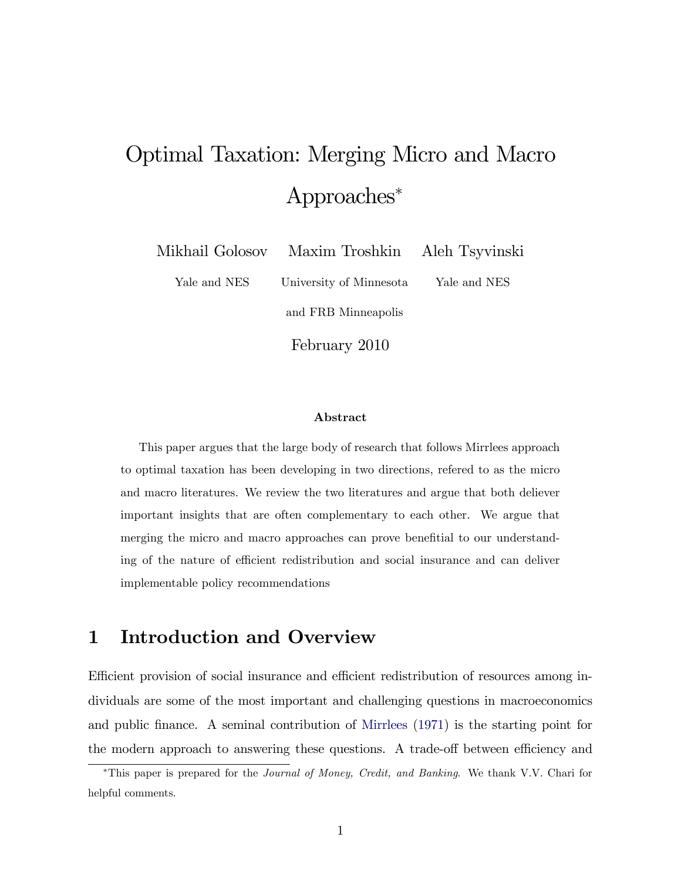# Optimal Taxation: Merging Micro and Macro Approaches*

Mikhail Golosov — Yale and NES

Maxim Troshkin — University of Minnesota and FRB Minneapolis

Aleh Tsyvinski — Yale and NES

February 2010

### Abstract

This paper argues that the large body of research that follows Mirrlees approach to optimal taxation has been developing in two directions, refered to as the micro and macro literatures. We review the two literatures and argue that both deliever important insights that are often complementary to each other. We argue that merging the micro and macro approaches can prove benefitial to our understanding of the nature of efficient redistribution and social insurance and can deliver implementable policy recommendations

## 1 Introduction and Overview

Efficient provision of social insurance and efficient redistribution of resources among individuals are some of the most important and challenging questions in macroeconomics and public finance. A seminal contribution of Mirrlees (1971) is the starting point for the modern approach to answering these questions. A trade-off between efficiency and

*This paper is prepared for the *Journal of Money, Credit, and Banking*. We thank V.V. Chari for helpful comments.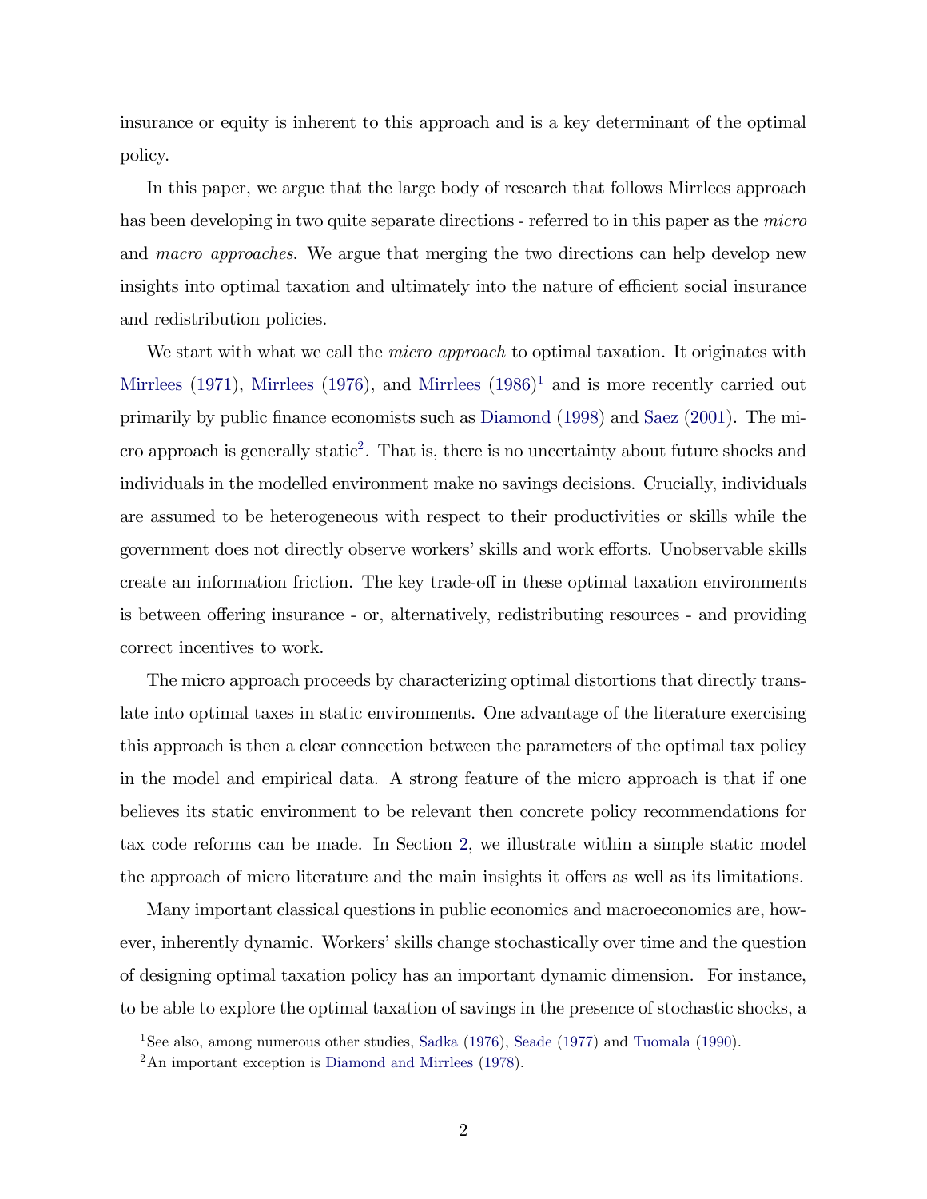insurance or equity is inherent to this approach and is a key determinant of the optimal policy.

In this paper, we argue that the large body of research that follows Mirrlees approach has been developing in two quite separate directions - referred to in this paper as the *micro* and *macro approaches*. We argue that merging the two directions can help develop new insights into optimal taxation and ultimately into the nature of efficient social insurance and redistribution policies.

We start with what we call the *micro approach* to optimal taxation. It originates with Mirrlees (1971), Mirrlees (1976), and Mirrlees (1986)[1] and is more recently carried out primarily by public finance economists such as Diamond (1998) and Saez (2001). The micro approach is generally static[2]. That is, there is no uncertainty about future shocks and individuals in the modelled environment make no savings decisions. Crucially, individuals are assumed to be heterogeneous with respect to their productivities or skills while the government does not directly observe workers' skills and work efforts. Unobservable skills create an information friction. The key trade-off in these optimal taxation environments is between offering insurance - or, alternatively, redistributing resources - and providing correct incentives to work.

The micro approach proceeds by characterizing optimal distortions that directly translate into optimal taxes in static environments. One advantage of the literature exercising this approach is then a clear connection between the parameters of the optimal tax policy in the model and empirical data. A strong feature of the micro approach is that if one believes its static environment to be relevant then concrete policy recommendations for tax code reforms can be made. In Section 2, we illustrate within a simple static model the approach of micro literature and the main insights it offers as well as its limitations.

Many important classical questions in public economics and macroeconomics are, however, inherently dynamic. Workers' skills change stochastically over time and the question of designing optimal taxation policy has an important dynamic dimension. For instance, to be able to explore the optimal taxation of savings in the presence of stochastic shocks, a

[1] See also, among numerous other studies, Sadka (1976), Seade (1977) and Tuomala (1990).

[2] An important exception is Diamond and Mirrlees (1978).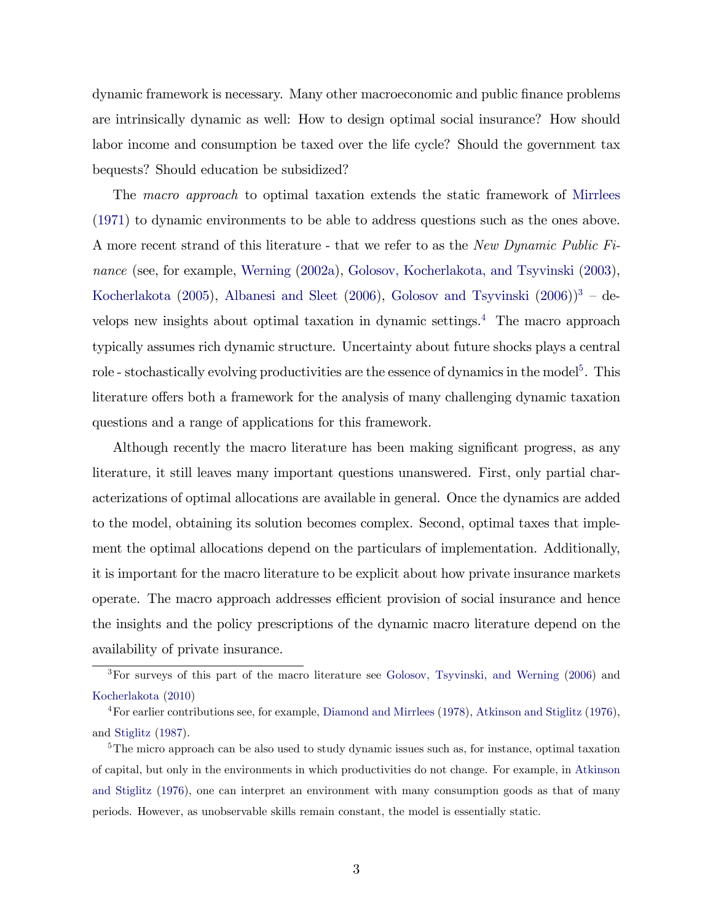dynamic framework is necessary. Many other macroeconomic and public finance problems are intrinsically dynamic as well: How to design optimal social insurance? How should labor income and consumption be taxed over the life cycle? Should the government tax bequests? Should education be subsidized?

The *macro approach* to optimal taxation extends the static framework of Mirrlees (1971) to dynamic environments to be able to address questions such as the ones above. A more recent strand of this literature - that we refer to as the *New Dynamic Public Finance* (see, for example, Werning (2002a), Golosov, Kocherlakota, and Tsyvinski (2003), Kocherlakota (2005), Albanesi and Sleet (2006), Golosov and Tsyvinski (2006))[3] – develops new insights about optimal taxation in dynamic settings.[4] The macro approach typically assumes rich dynamic structure. Uncertainty about future shocks plays a central role - stochastically evolving productivities are the essence of dynamics in the model[5]. This literature offers both a framework for the analysis of many challenging dynamic taxation questions and a range of applications for this framework.

Although recently the macro literature has been making significant progress, as any literature, it still leaves many important questions unanswered. First, only partial characterizations of optimal allocations are available in general. Once the dynamics are added to the model, obtaining its solution becomes complex. Second, optimal taxes that implement the optimal allocations depend on the particulars of implementation. Additionally, it is important for the macro literature to be explicit about how private insurance markets operate. The macro approach addresses efficient provision of social insurance and hence the insights and the policy prescriptions of the dynamic macro literature depend on the availability of private insurance.

---

[3] For surveys of this part of the macro literature see Golosov, Tsyvinski, and Werning (2006) and Kocherlakota (2010)

[4] For earlier contributions see, for example, Diamond and Mirrlees (1978), Atkinson and Stiglitz (1976), and Stiglitz (1987).

[5] The micro approach can be also used to study dynamic issues such as, for instance, optimal taxation of capital, but only in the environments in which productivities do not change. For example, in Atkinson and Stiglitz (1976), one can interpret an environment with many consumption goods as that of many periods. However, as unobservable skills remain constant, the model is essentially static.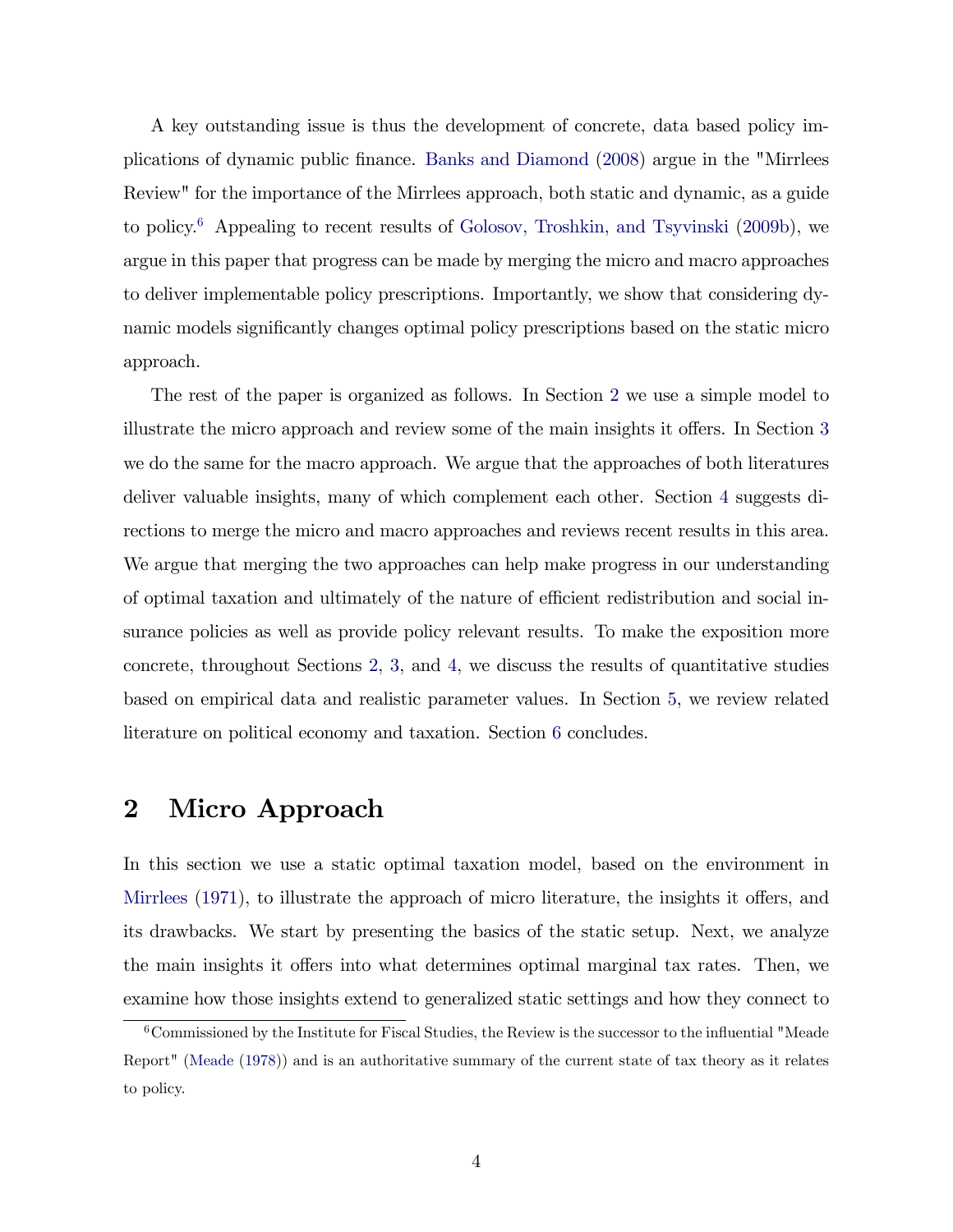A key outstanding issue is thus the development of concrete, data based policy implications of dynamic public finance. Banks and Diamond (2008) argue in the "Mirrlees Review" for the importance of the Mirrlees approach, both static and dynamic, as a guide to policy.[6] Appealing to recent results of Golosov, Troshkin, and Tsyvinski (2009b), we argue in this paper that progress can be made by merging the micro and macro approaches to deliver implementable policy prescriptions. Importantly, we show that considering dynamic models significantly changes optimal policy prescriptions based on the static micro approach.

The rest of the paper is organized as follows. In Section 2 we use a simple model to illustrate the micro approach and review some of the main insights it offers. In Section 3 we do the same for the macro approach. We argue that the approaches of both literatures deliver valuable insights, many of which complement each other. Section 4 suggests directions to merge the micro and macro approaches and reviews recent results in this area. We argue that merging the two approaches can help make progress in our understanding of optimal taxation and ultimately of the nature of efficient redistribution and social insurance policies as well as provide policy relevant results. To make the exposition more concrete, throughout Sections 2, 3, and 4, we discuss the results of quantitative studies based on empirical data and realistic parameter values. In Section 5, we review related literature on political economy and taxation. Section 6 concludes.

## 2 Micro Approach

In this section we use a static optimal taxation model, based on the environment in Mirrlees (1971), to illustrate the approach of micro literature, the insights it offers, and its drawbacks. We start by presenting the basics of the static setup. Next, we analyze the main insights it offers into what determines optimal marginal tax rates. Then, we examine how those insights extend to generalized static settings and how they connect to

[6] Commissioned by the Institute for Fiscal Studies, the Review is the successor to the influential "Meade Report" (Meade (1978)) and is an authoritative summary of the current state of tax theory as it relates to policy.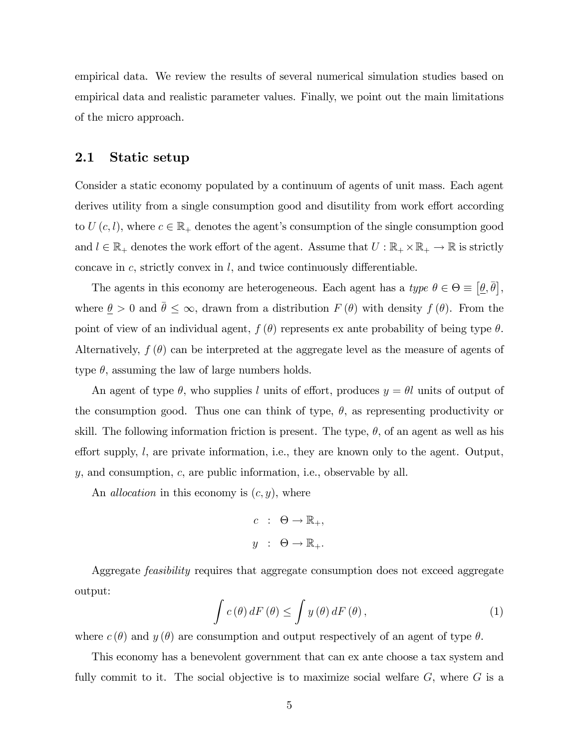empirical data. We review the results of several numerical simulation studies based on empirical data and realistic parameter values. Finally, we point out the main limitations of the micro approach.

## 2.1 Static setup

Consider a static economy populated by a continuum of agents of unit mass. Each agent derives utility from a single consumption good and disutility from work effort according to $U(c, l)$, where $c \in \mathbb{R}_+$ denotes the agent's consumption of the single consumption good and $l \in \mathbb{R}_+$ denotes the work effort of the agent. Assume that $U : \mathbb{R}_+ \times \mathbb{R}_+ \to \mathbb{R}$ is strictly concave in $c$, strictly convex in $l$, and twice continuously differentiable.

The agents in this economy are heterogeneous. Each agent has a *type* $\theta \in \Theta \equiv [\underline{\theta}, \bar{\theta}]$, where $\underline{\theta} > 0$ and $\bar{\theta} \leq \infty$, drawn from a distribution $F(\theta)$ with density $f(\theta)$. From the point of view of an individual agent, $f(\theta)$ represents ex ante probability of being type $\theta$. Alternatively, $f(\theta)$ can be interpreted at the aggregate level as the measure of agents of type $\theta$, assuming the law of large numbers holds.

An agent of type $\theta$, who supplies $l$ units of effort, produces $y = \theta l$ units of output of the consumption good. Thus one can think of type, $\theta$, as representing productivity or skill. The following information friction is present. The type, $\theta$, of an agent as well as his effort supply, $l$, are private information, i.e., they are known only to the agent. Output, $y$, and consumption, $c$, are public information, i.e., observable by all.

An *allocation* in this economy is $(c, y)$, where

$$
\begin{aligned}
c &: \Theta \to \mathbb{R}_+, \\
y &: \Theta \to \mathbb{R}_+.
\end{aligned}
$$

Aggregate *feasibility* requires that aggregate consumption does not exceed aggregate output:

$$
\int c(\theta)\, dF(\theta) \leq \int y(\theta)\, dF(\theta), \tag{1}
$$

where $c(\theta)$ and $y(\theta)$ are consumption and output respectively of an agent of type $\theta$.

This economy has a benevolent government that can ex ante choose a tax system and fully commit to it. The social objective is to maximize social welfare $G$, where $G$ is a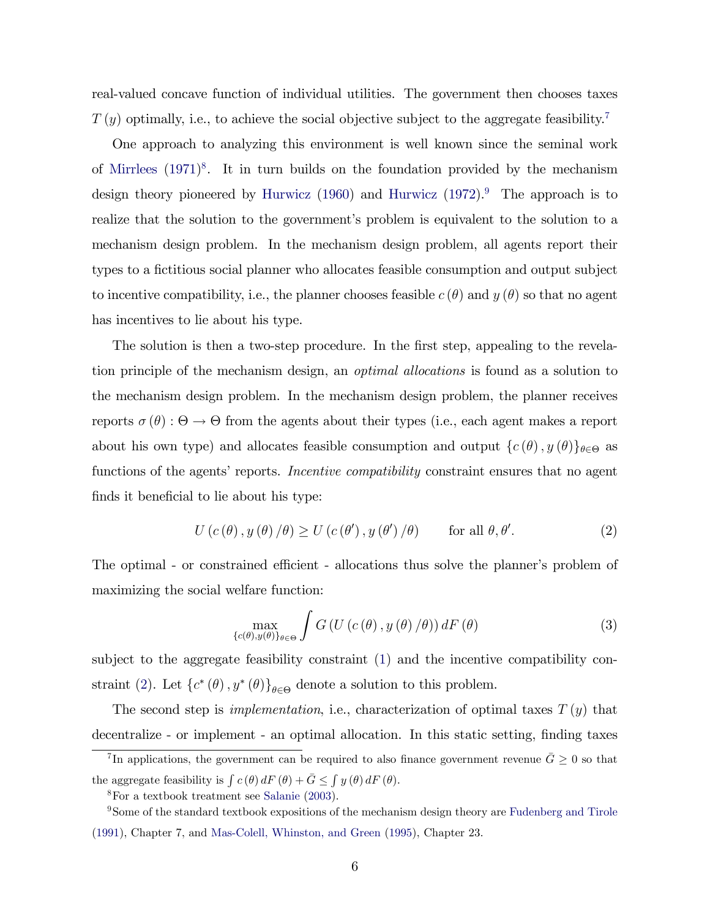real-valued concave function of individual utilities. The government then chooses taxes $T(y)$ optimally, i.e., to achieve the social objective subject to the aggregate feasibility.[7]

One approach to analyzing this environment is well known since the seminal work of Mirrlees (1971)[8]. It in turn builds on the foundation provided by the mechanism design theory pioneered by Hurwicz (1960) and Hurwicz (1972).[9] The approach is to realize that the solution to the government's problem is equivalent to the solution to a mechanism design problem. In the mechanism design problem, all agents report their types to a fictitious social planner who allocates feasible consumption and output subject to incentive compatibility, i.e., the planner chooses feasible $c(\theta)$ and $y(\theta)$ so that no agent has incentives to lie about his type.

The solution is then a two-step procedure. In the first step, appealing to the revelation principle of the mechanism design, an *optimal allocations* is found as a solution to the mechanism design problem. In the mechanism design problem, the planner receives reports $\sigma(\theta): \Theta \rightarrow \Theta$ from the agents about their types (i.e., each agent makes a report about his own type) and allocates feasible consumption and output $\{c(\theta), y(\theta)\}_{\theta \in \Theta}$ as functions of the agents' reports. *Incentive compatibility* constraint ensures that no agent finds it beneficial to lie about his type:

$$U(c(\theta), y(\theta)/\theta) \geq U(c(\theta'), y(\theta')/\theta) \qquad \text{for all } \theta, \theta'. \tag{2}$$

The optimal - or constrained efficient - allocations thus solve the planner's problem of maximizing the social welfare function:

$$\max_{\{c(\theta), y(\theta)\}_{\theta \in \Theta}} \int G(U(c(\theta), y(\theta)/\theta))\, dF(\theta) \tag{3}$$

subject to the aggregate feasibility constraint (1) and the incentive compatibility constraint (2). Let $\{c^*(\theta), y^*(\theta)\}_{\theta \in \Theta}$ denote a solution to this problem.

The second step is *implementation*, i.e., characterization of optimal taxes $T(y)$ that decentralize - or implement - an optimal allocation. In this static setting, finding taxes

[7] In applications, the government can be required to also finance government revenue $\bar{G} \geq 0$ so that the aggregate feasibility is $\int c(\theta)\, dF(\theta) + \bar{G} \leq \int y(\theta)\, dF(\theta)$.

[8] For a textbook treatment see Salanie (2003).

[9] Some of the standard textbook expositions of the mechanism design theory are Fudenberg and Tirole (1991), Chapter 7, and Mas-Colell, Whinston, and Green (1995), Chapter 23.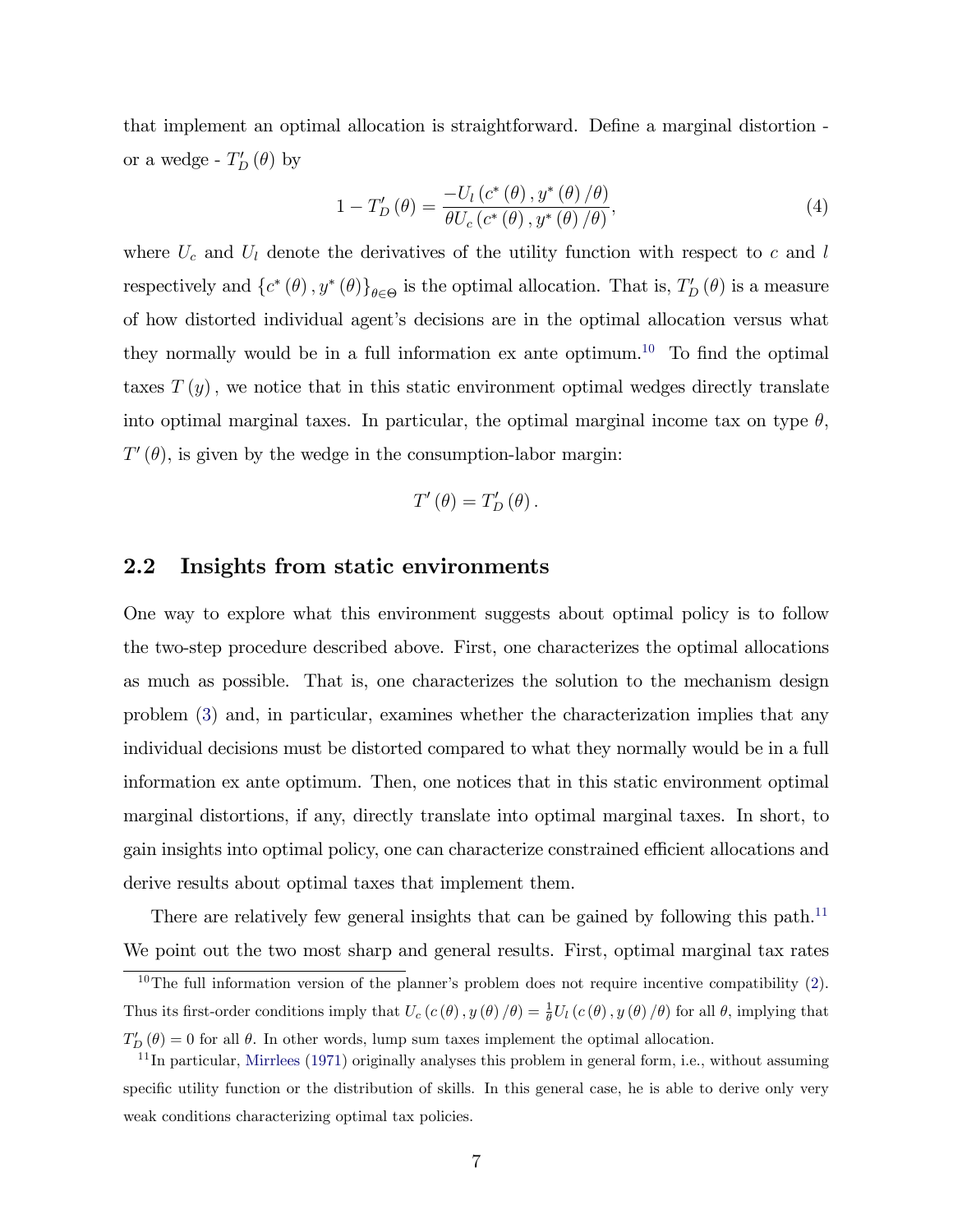that implement an optimal allocation is straightforward. Define a marginal distortion - or a wedge - $T_D'(\theta)$ by

$$1 - T_D'(\theta) = \frac{-U_l\left(c^*(\theta), y^*(\theta)/\theta\right)}{\theta U_c\left(c^*(\theta), y^*(\theta)/\theta\right)}, \tag{4}$$

where $U_c$ and $U_l$ denote the derivatives of the utility function with respect to $c$ and $l$ respectively and $\{c^*(\theta), y^*(\theta)\}_{\theta\in\Theta}$ is the optimal allocation. That is, $T_D'(\theta)$ is a measure of how distorted individual agent's decisions are in the optimal allocation versus what they normally would be in a full information ex ante optimum.[10] To find the optimal taxes $T(y)$, we notice that in this static environment optimal wedges directly translate into optimal marginal taxes. In particular, the optimal marginal income tax on type $\theta$, $T'(\theta)$, is given by the wedge in the consumption-labor margin:

$$T'(\theta) = T_D'(\theta).$$

## 2.2 Insights from static environments

One way to explore what this environment suggests about optimal policy is to follow the two-step procedure described above. First, one characterizes the optimal allocations as much as possible. That is, one characterizes the solution to the mechanism design problem (3) and, in particular, examines whether the characterization implies that any individual decisions must be distorted compared to what they normally would be in a full information ex ante optimum. Then, one notices that in this static environment optimal marginal distortions, if any, directly translate into optimal marginal taxes. In short, to gain insights into optimal policy, one can characterize constrained efficient allocations and derive results about optimal taxes that implement them.

There are relatively few general insights that can be gained by following this path.[11] We point out the two most sharp and general results. First, optimal marginal tax rates

[10] The full information version of the planner's problem does not require incentive compatibility (2). Thus its first-order conditions imply that $U_c(c(\theta), y(\theta)/\theta) = \frac{1}{\theta}U_l(c(\theta), y(\theta)/\theta)$ for all $\theta$, implying that $T_D'(\theta) = 0$ for all $\theta$. In other words, lump sum taxes implement the optimal allocation.

[11] In particular, Mirrlees (1971) originally analyses this problem in general form, i.e., without assuming specific utility function or the distribution of skills. In this general case, he is able to derive only very weak conditions characterizing optimal tax policies.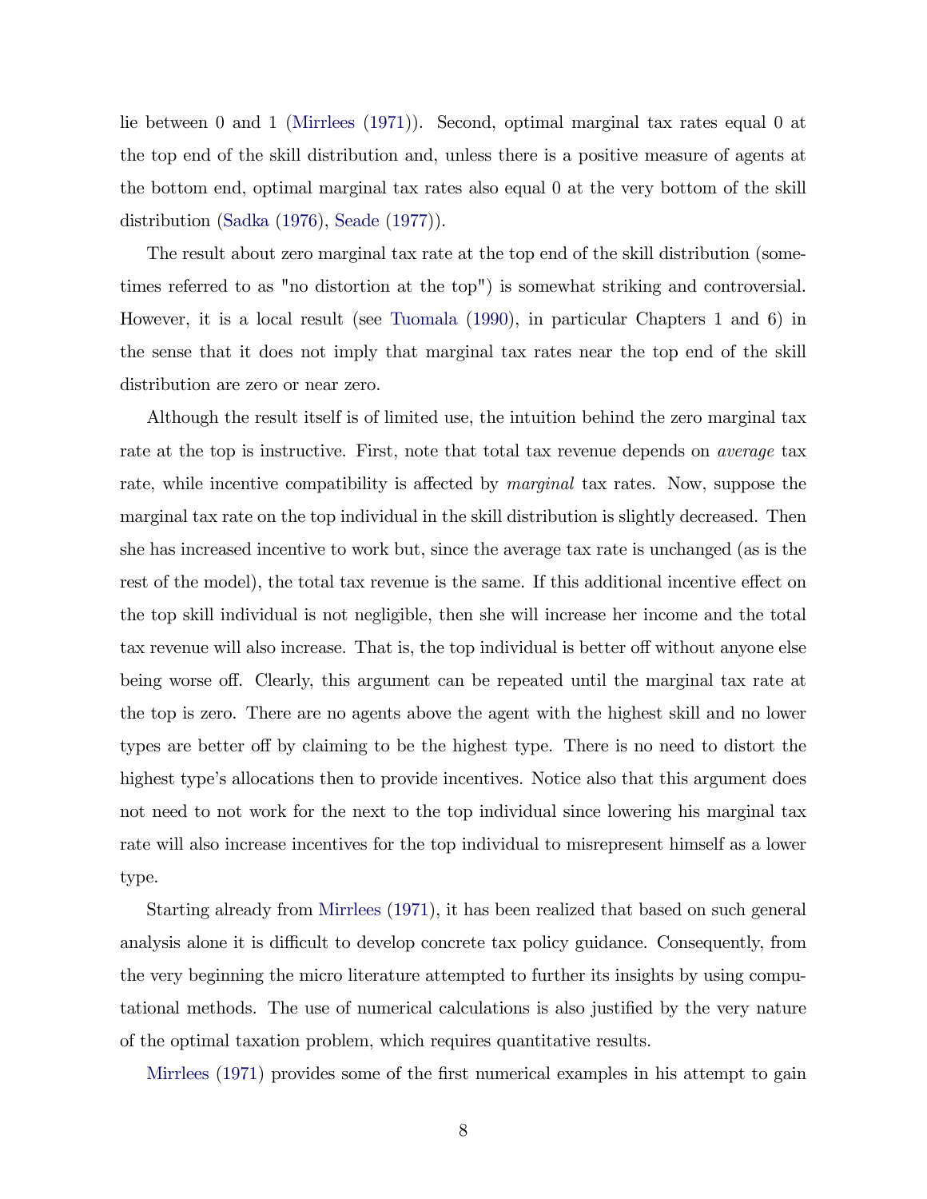lie between 0 and 1 (Mirrlees (1971)). Second, optimal marginal tax rates equal 0 at the top end of the skill distribution and, unless there is a positive measure of agents at the bottom end, optimal marginal tax rates also equal 0 at the very bottom of the skill distribution (Sadka (1976), Seade (1977)).

The result about zero marginal tax rate at the top end of the skill distribution (sometimes referred to as "no distortion at the top") is somewhat striking and controversial. However, it is a local result (see Tuomala (1990), in particular Chapters 1 and 6) in the sense that it does not imply that marginal tax rates near the top end of the skill distribution are zero or near zero.

Although the result itself is of limited use, the intuition behind the zero marginal tax rate at the top is instructive. First, note that total tax revenue depends on *average* tax rate, while incentive compatibility is affected by *marginal* tax rates. Now, suppose the marginal tax rate on the top individual in the skill distribution is slightly decreased. Then she has increased incentive to work but, since the average tax rate is unchanged (as is the rest of the model), the total tax revenue is the same. If this additional incentive effect on the top skill individual is not negligible, then she will increase her income and the total tax revenue will also increase. That is, the top individual is better off without anyone else being worse off. Clearly, this argument can be repeated until the marginal tax rate at the top is zero. There are no agents above the agent with the highest skill and no lower types are better off by claiming to be the highest type. There is no need to distort the highest type's allocations then to provide incentives. Notice also that this argument does not need to not work for the next to the top individual since lowering his marginal tax rate will also increase incentives for the top individual to misrepresent himself as a lower type.

Starting already from Mirrlees (1971), it has been realized that based on such general analysis alone it is difficult to develop concrete tax policy guidance. Consequently, from the very beginning the micro literature attempted to further its insights by using computational methods. The use of numerical calculations is also justified by the very nature of the optimal taxation problem, which requires quantitative results.

Mirrlees (1971) provides some of the first numerical examples in his attempt to gain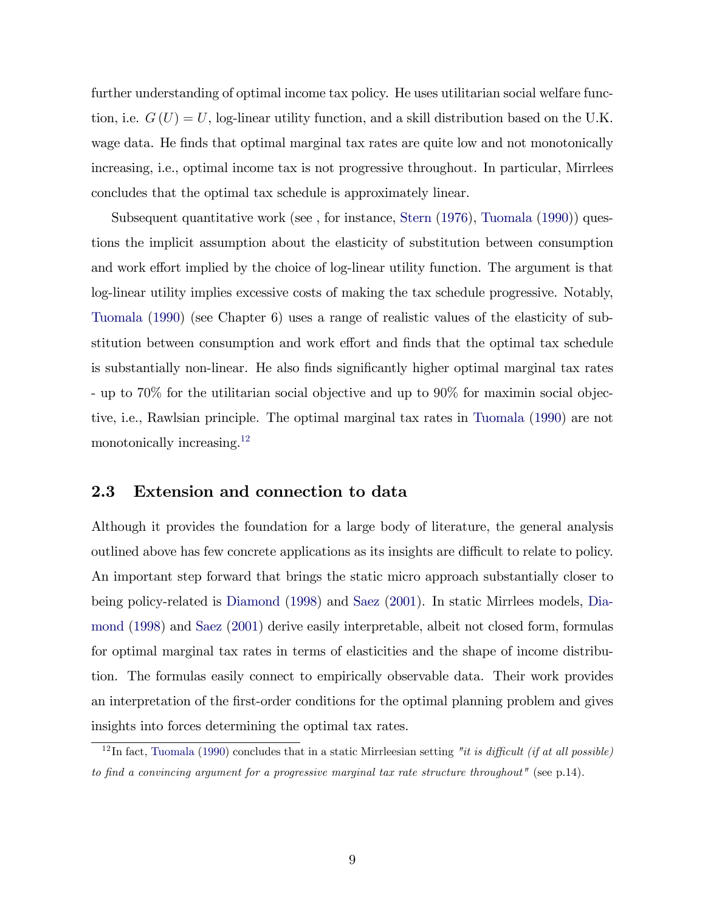further understanding of optimal income tax policy. He uses utilitarian social welfare function, i.e. $G(U) = U$, log-linear utility function, and a skill distribution based on the U.K. wage data. He finds that optimal marginal tax rates are quite low and not monotonically increasing, i.e., optimal income tax is not progressive throughout. In particular, Mirrlees concludes that the optimal tax schedule is approximately linear.

Subsequent quantitative work (see , for instance, Stern (1976), Tuomala (1990)) questions the implicit assumption about the elasticity of substitution between consumption and work effort implied by the choice of log-linear utility function. The argument is that log-linear utility implies excessive costs of making the tax schedule progressive. Notably, Tuomala (1990) (see Chapter 6) uses a range of realistic values of the elasticity of substitution between consumption and work effort and finds that the optimal tax schedule is substantially non-linear. He also finds significantly higher optimal marginal tax rates - up to 70% for the utilitarian social objective and up to 90% for maximin social objective, i.e., Rawlsian principle. The optimal marginal tax rates in Tuomala (1990) are not monotonically increasing.[12]

### 2.3 Extension and connection to data

Although it provides the foundation for a large body of literature, the general analysis outlined above has few concrete applications as its insights are difficult to relate to policy. An important step forward that brings the static micro approach substantially closer to being policy-related is Diamond (1998) and Saez (2001). In static Mirrlees models, Diamond (1998) and Saez (2001) derive easily interpretable, albeit not closed form, formulas for optimal marginal tax rates in terms of elasticities and the shape of income distribution. The formulas easily connect to empirically observable data. Their work provides an interpretation of the first-order conditions for the optimal planning problem and gives insights into forces determining the optimal tax rates.

---

[12] In fact, Tuomala (1990) concludes that in a static Mirrleesian setting *"it is difficult (if at all possible) to find a convincing argument for a progressive marginal tax rate structure throughout"* (see p.14).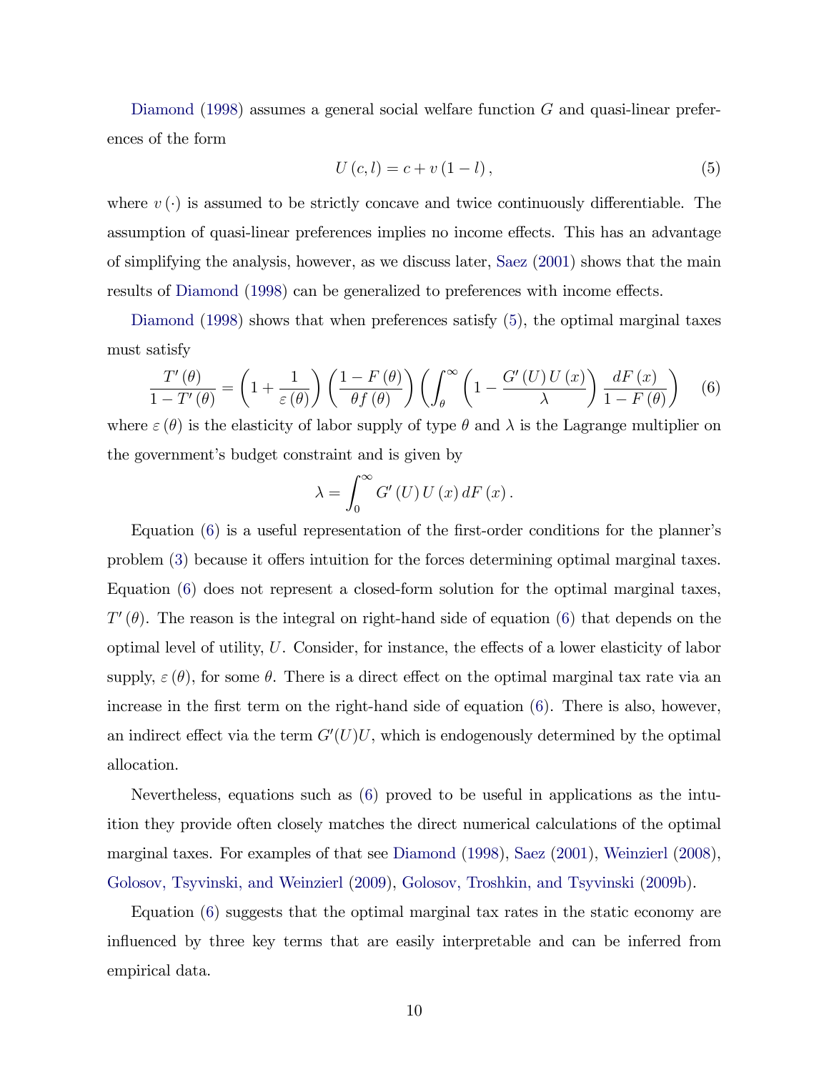Diamond (1998) assumes a general social welfare function $G$ and quasi-linear preferences of the form

$$U(c,l) = c + v(1-l), \tag{5}$$

where $v(\cdot)$ is assumed to be strictly concave and twice continuously differentiable. The assumption of quasi-linear preferences implies no income effects. This has an advantage of simplifying the analysis, however, as we discuss later, Saez (2001) shows that the main results of Diamond (1998) can be generalized to preferences with income effects.

Diamond (1998) shows that when preferences satisfy (5), the optimal marginal taxes must satisfy

$$\frac{T'(\theta)}{1-T'(\theta)} = \left(1+\frac{1}{\varepsilon(\theta)}\right)\left(\frac{1-F(\theta)}{\theta f(\theta)}\right)\left(\int_{\theta}^{\infty}\left(1-\frac{G'(U)\,U(x)}{\lambda}\right)\frac{dF(x)}{1-F(\theta)}\right) \tag{6}$$

where $\varepsilon(\theta)$ is the elasticity of labor supply of type $\theta$ and $\lambda$ is the Lagrange multiplier on the government's budget constraint and is given by

$$\lambda = \int_{0}^{\infty} G'(U)\,U(x)\,dF(x).$$

Equation (6) is a useful representation of the first-order conditions for the planner's problem (3) because it offers intuition for the forces determining optimal marginal taxes. Equation (6) does not represent a closed-form solution for the optimal marginal taxes, $T'(\theta)$. The reason is the integral on right-hand side of equation (6) that depends on the optimal level of utility, $U$. Consider, for instance, the effects of a lower elasticity of labor supply, $\varepsilon(\theta)$, for some $\theta$. There is a direct effect on the optimal marginal tax rate via an increase in the first term on the right-hand side of equation (6). There is also, however, an indirect effect via the term $G'(U)U$, which is endogenously determined by the optimal allocation.

Nevertheless, equations such as (6) proved to be useful in applications as the intuition they provide often closely matches the direct numerical calculations of the optimal marginal taxes. For examples of that see Diamond (1998), Saez (2001), Weinzierl (2008), Golosov, Tsyvinski, and Weinzierl (2009), Golosov, Troshkin, and Tsyvinski (2009b).

Equation (6) suggests that the optimal marginal tax rates in the static economy are influenced by three key terms that are easily interpretable and can be inferred from empirical data.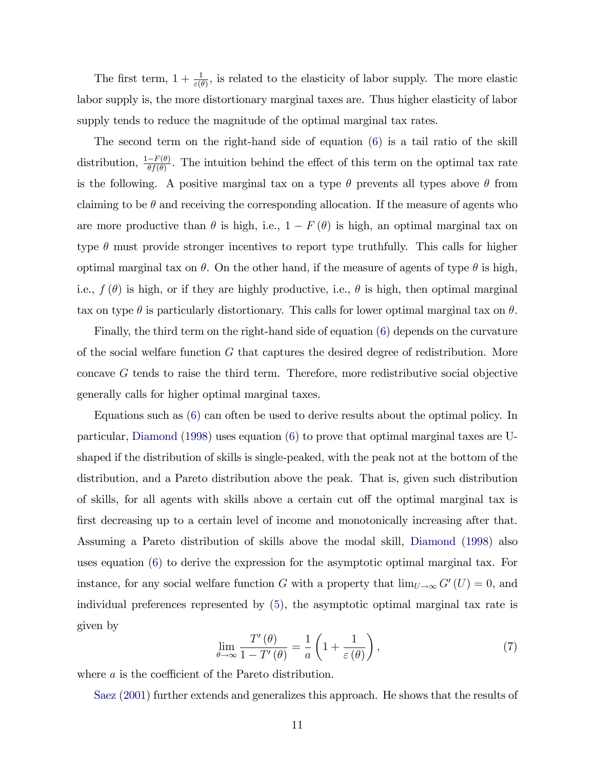The first term, $1 + \frac{1}{\varepsilon(\theta)}$, is related to the elasticity of labor supply. The more elastic labor supply is, the more distortionary marginal taxes are. Thus higher elasticity of labor supply tends to reduce the magnitude of the optimal marginal tax rates.

The second term on the right-hand side of equation (6) is a tail ratio of the skill distribution, $\frac{1-F(\theta)}{\theta f(\theta)}$. The intuition behind the effect of this term on the optimal tax rate is the following. A positive marginal tax on a type $\theta$ prevents all types above $\theta$ from claiming to be $\theta$ and receiving the corresponding allocation. If the measure of agents who are more productive than $\theta$ is high, i.e., $1 - F(\theta)$ is high, an optimal marginal tax on type $\theta$ must provide stronger incentives to report type truthfully. This calls for higher optimal marginal tax on $\theta$. On the other hand, if the measure of agents of type $\theta$ is high, i.e., $f(\theta)$ is high, or if they are highly productive, i.e., $\theta$ is high, then optimal marginal tax on type $\theta$ is particularly distortionary. This calls for lower optimal marginal tax on $\theta$.

Finally, the third term on the right-hand side of equation (6) depends on the curvature of the social welfare function $G$ that captures the desired degree of redistribution. More concave $G$ tends to raise the third term. Therefore, more redistributive social objective generally calls for higher optimal marginal taxes.

Equations such as (6) can often be used to derive results about the optimal policy. In particular, Diamond (1998) uses equation (6) to prove that optimal marginal taxes are U-shaped if the distribution of skills is single-peaked, with the peak not at the bottom of the distribution, and a Pareto distribution above the peak. That is, given such distribution of skills, for all agents with skills above a certain cut off the optimal marginal tax is first decreasing up to a certain level of income and monotonically increasing after that. Assuming a Pareto distribution of skills above the modal skill, Diamond (1998) also uses equation (6) to derive the expression for the asymptotic optimal marginal tax. For instance, for any social welfare function $G$ with a property that $\lim_{U \to \infty} G'(U) = 0$, and individual preferences represented by (5), the asymptotic optimal marginal tax rate is given by

$$\lim_{\theta \to \infty} \frac{T'(\theta)}{1 - T'(\theta)} = \frac{1}{a}\left(1 + \frac{1}{\varepsilon(\theta)}\right), \tag{7}$$

where $a$ is the coefficient of the Pareto distribution.

Saez (2001) further extends and generalizes this approach. He shows that the results of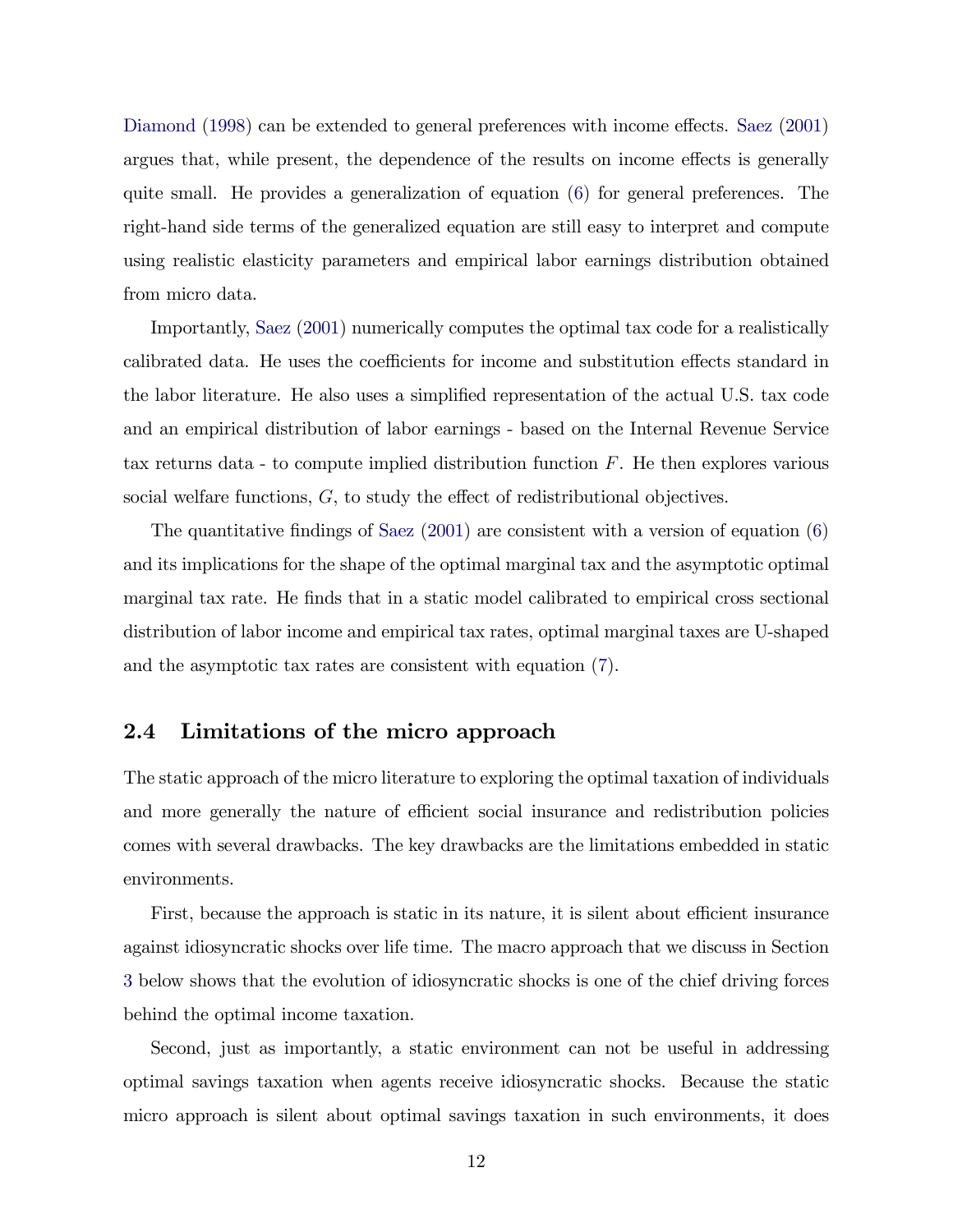Diamond (1998) can be extended to general preferences with income effects. Saez (2001) argues that, while present, the dependence of the results on income effects is generally quite small. He provides a generalization of equation (6) for general preferences. The right-hand side terms of the generalized equation are still easy to interpret and compute using realistic elasticity parameters and empirical labor earnings distribution obtained from micro data.

Importantly, Saez (2001) numerically computes the optimal tax code for a realistically calibrated data. He uses the coefficients for income and substitution effects standard in the labor literature. He also uses a simplified representation of the actual U.S. tax code and an empirical distribution of labor earnings - based on the Internal Revenue Service tax returns data - to compute implied distribution function $F$. He then explores various social welfare functions, $G$, to study the effect of redistributional objectives.

The quantitative findings of Saez (2001) are consistent with a version of equation (6) and its implications for the shape of the optimal marginal tax and the asymptotic optimal marginal tax rate. He finds that in a static model calibrated to empirical cross sectional distribution of labor income and empirical tax rates, optimal marginal taxes are U-shaped and the asymptotic tax rates are consistent with equation (7).

## 2.4 Limitations of the micro approach

The static approach of the micro literature to exploring the optimal taxation of individuals and more generally the nature of efficient social insurance and redistribution policies comes with several drawbacks. The key drawbacks are the limitations embedded in static environments.

First, because the approach is static in its nature, it is silent about efficient insurance against idiosyncratic shocks over life time. The macro approach that we discuss in Section 3 below shows that the evolution of idiosyncratic shocks is one of the chief driving forces behind the optimal income taxation.

Second, just as importantly, a static environment can not be useful in addressing optimal savings taxation when agents receive idiosyncratic shocks. Because the static micro approach is silent about optimal savings taxation in such environments, it does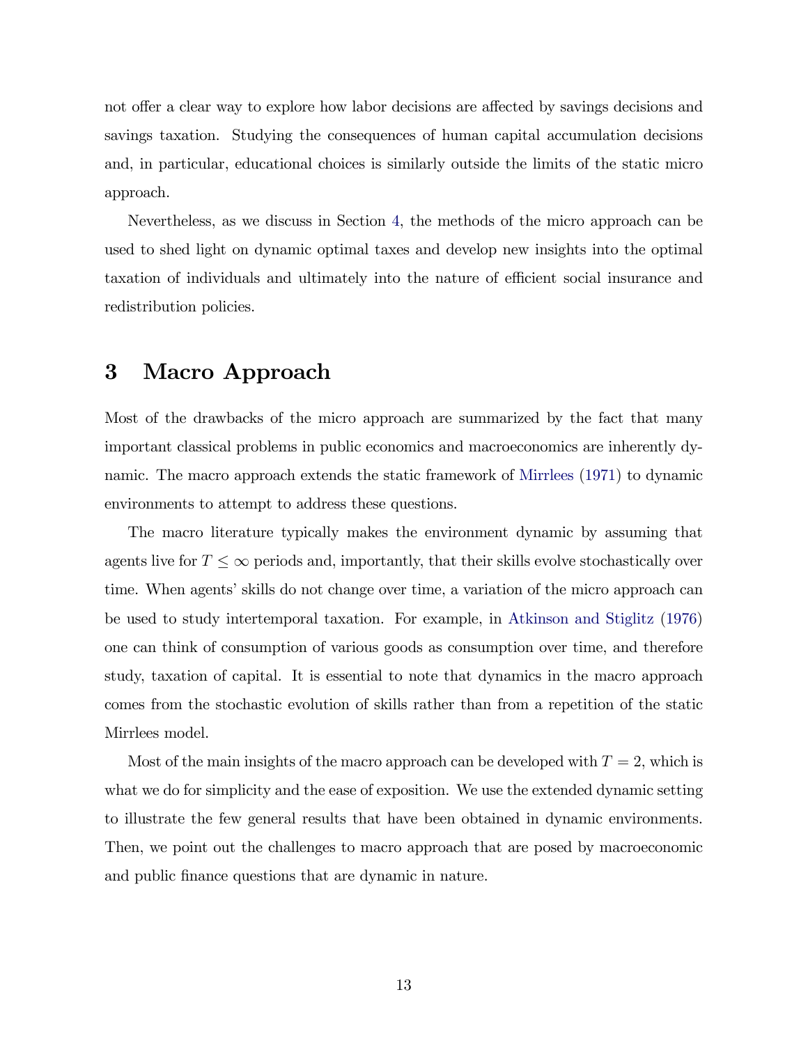not offer a clear way to explore how labor decisions are affected by savings decisions and savings taxation. Studying the consequences of human capital accumulation decisions and, in particular, educational choices is similarly outside the limits of the static micro approach.

Nevertheless, as we discuss in Section 4, the methods of the micro approach can be used to shed light on dynamic optimal taxes and develop new insights into the optimal taxation of individuals and ultimately into the nature of efficient social insurance and redistribution policies.

# 3 Macro Approach

Most of the drawbacks of the micro approach are summarized by the fact that many important classical problems in public economics and macroeconomics are inherently dynamic. The macro approach extends the static framework of Mirrlees (1971) to dynamic environments to attempt to address these questions.

The macro literature typically makes the environment dynamic by assuming that agents live for $T \leq \infty$ periods and, importantly, that their skills evolve stochastically over time. When agents' skills do not change over time, a variation of the micro approach can be used to study intertemporal taxation. For example, in Atkinson and Stiglitz (1976) one can think of consumption of various goods as consumption over time, and therefore study, taxation of capital. It is essential to note that dynamics in the macro approach comes from the stochastic evolution of skills rather than from a repetition of the static Mirrlees model.

Most of the main insights of the macro approach can be developed with $T = 2$, which is what we do for simplicity and the ease of exposition. We use the extended dynamic setting to illustrate the few general results that have been obtained in dynamic environments. Then, we point out the challenges to macro approach that are posed by macroeconomic and public finance questions that are dynamic in nature.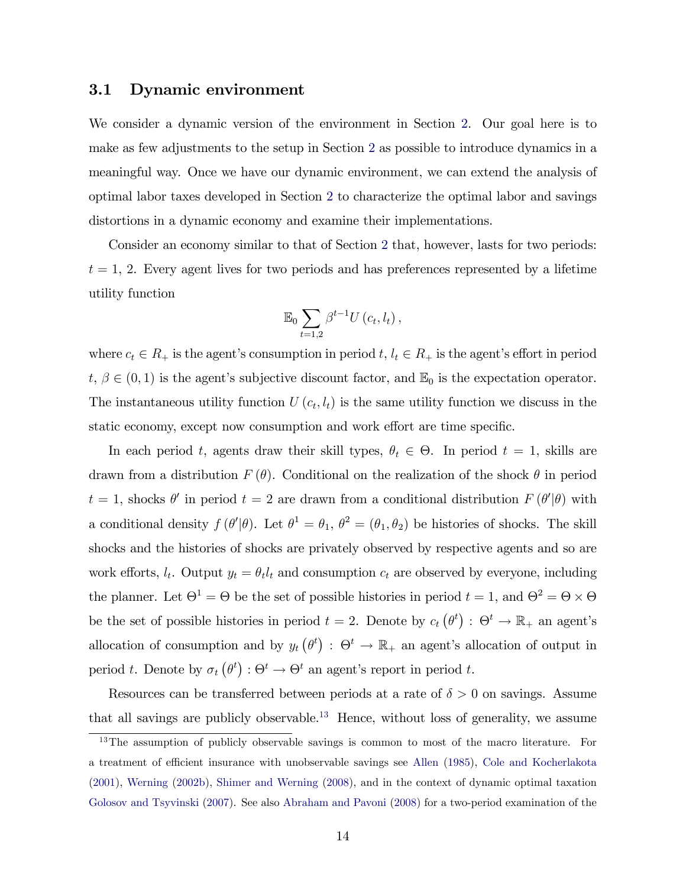### 3.1 Dynamic environment

We consider a dynamic version of the environment in Section 2. Our goal here is to make as few adjustments to the setup in Section 2 as possible to introduce dynamics in a meaningful way. Once we have our dynamic environment, we can extend the analysis of optimal labor taxes developed in Section 2 to characterize the optimal labor and savings distortions in a dynamic economy and examine their implementations.

Consider an economy similar to that of Section 2 that, however, lasts for two periods: $t = 1, 2$. Every agent lives for two periods and has preferences represented by a lifetime utility function

$$\mathbb{E}_0 \sum_{t=1,2} \beta^{t-1} U(c_t, l_t),$$

where $c_t \in R_+$ is the agent's consumption in period $t$, $l_t \in R_+$ is the agent's effort in period $t$, $\beta \in (0,1)$ is the agent's subjective discount factor, and $\mathbb{E}_0$ is the expectation operator. The instantaneous utility function $U(c_t, l_t)$ is the same utility function we discuss in the static economy, except now consumption and work effort are time specific.

In each period $t$, agents draw their skill types, $\theta_t \in \Theta$. In period $t = 1$, skills are drawn from a distribution $F(\theta)$. Conditional on the realization of the shock $\theta$ in period $t = 1$, shocks $\theta'$ in period $t = 2$ are drawn from a conditional distribution $F(\theta'|\theta)$ with a conditional density $f(\theta'|\theta)$. Let $\theta^1 = \theta_1$, $\theta^2 = (\theta_1, \theta_2)$ be histories of shocks. The skill shocks and the histories of shocks are privately observed by respective agents and so are work efforts, $l_t$. Output $y_t = \theta_t l_t$ and consumption $c_t$ are observed by everyone, including the planner. Let $\Theta^1 = \Theta$ be the set of possible histories in period $t = 1$, and $\Theta^2 = \Theta \times \Theta$ be the set of possible histories in period $t = 2$. Denote by $c_t(\theta^t) : \Theta^t \to \mathbb{R}_+$ an agent's allocation of consumption and by $y_t(\theta^t) : \Theta^t \to \mathbb{R}_+$ an agent's allocation of output in period $t$. Denote by $\sigma_t(\theta^t) : \Theta^t \to \Theta^t$ an agent's report in period $t$.

Resources can be transferred between periods at a rate of $\delta > 0$ on savings. Assume that all savings are publicly observable.[13] Hence, without loss of generality, we assume

[13] The assumption of publicly observable savings is common to most of the macro literature. For a treatment of efficient insurance with unobservable savings see Allen (1985), Cole and Kocherlakota (2001), Werning (2002b), Shimer and Werning (2008), and in the context of dynamic optimal taxation Golosov and Tsyvinski (2007). See also Abraham and Pavoni (2008) for a two-period examination of the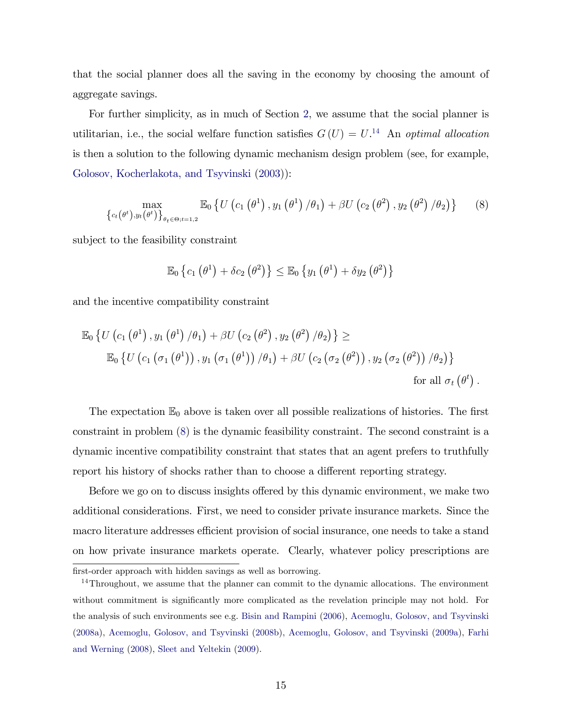that the social planner does all the saving in the economy by choosing the amount of aggregate savings.

For further simplicity, as in much of Section 2, we assume that the social planner is utilitarian, i.e., the social welfare function satisfies $G(U) = U$.[14] An *optimal allocation* is then a solution to the following dynamic mechanism design problem (see, for example, Golosov, Kocherlakota, and Tsyvinski (2003)):

$$\max_{\left\{c_t(\theta^t), y_t(\theta^t)\right\}_{\theta_t \in \Theta; t=1,2}} \mathbb{E}_0 \left\{ U\left(c_1\left(\theta^1\right), y_1\left(\theta^1\right)/\theta_1\right) + \beta U\left(c_2\left(\theta^2\right), y_2\left(\theta^2\right)/\theta_2\right) \right\} \tag{8}$$

subject to the feasibility constraint

$$\mathbb{E}_0 \left\{ c_1\left(\theta^1\right) + \delta c_2\left(\theta^2\right) \right\} \leq \mathbb{E}_0 \left\{ y_1\left(\theta^1\right) + \delta y_2\left(\theta^2\right) \right\}$$

and the incentive compatibility constraint

$$\begin{aligned}
&\mathbb{E}_0 \left\{ U\left(c_1\left(\theta^1\right), y_1\left(\theta^1\right)/\theta_1\right) + \beta U\left(c_2\left(\theta^2\right), y_2\left(\theta^2\right)/\theta_2\right) \right\} \geq \\
&\quad \mathbb{E}_0 \left\{ U\left(c_1\left(\sigma_1\left(\theta^1\right)\right), y_1\left(\sigma_1\left(\theta^1\right)\right)/\theta_1\right) + \beta U\left(c_2\left(\sigma_2\left(\theta^2\right)\right), y_2\left(\sigma_2\left(\theta^2\right)\right)/\theta_2\right) \right\} \\
&\qquad\qquad\qquad\qquad\qquad\qquad\qquad\qquad\qquad\qquad\qquad\qquad \text{for all } \sigma_t\left(\theta^t\right).
\end{aligned}$$

The expectation $\mathbb{E}_0$ above is taken over all possible realizations of histories. The first constraint in problem (8) is the dynamic feasibility constraint. The second constraint is a dynamic incentive compatibility constraint that states that an agent prefers to truthfully report his history of shocks rather than to choose a different reporting strategy.

Before we go on to discuss insights offered by this dynamic environment, we make two additional considerations. First, we need to consider private insurance markets. Since the macro literature addresses efficient provision of social insurance, one needs to take a stand on how private insurance markets operate. Clearly, whatever policy prescriptions are

---

first-order approach with hidden savings as well as borrowing.

[14] Throughout, we assume that the planner can commit to the dynamic allocations. The environment without commitment is significantly more complicated as the revelation principle may not hold. For the analysis of such environments see e.g. Bisin and Rampini (2006), Acemoglu, Golosov, and Tsyvinski (2008a), Acemoglu, Golosov, and Tsyvinski (2008b), Acemoglu, Golosov, and Tsyvinski (2009a), Farhi and Werning (2008), Sleet and Yeltekin (2009).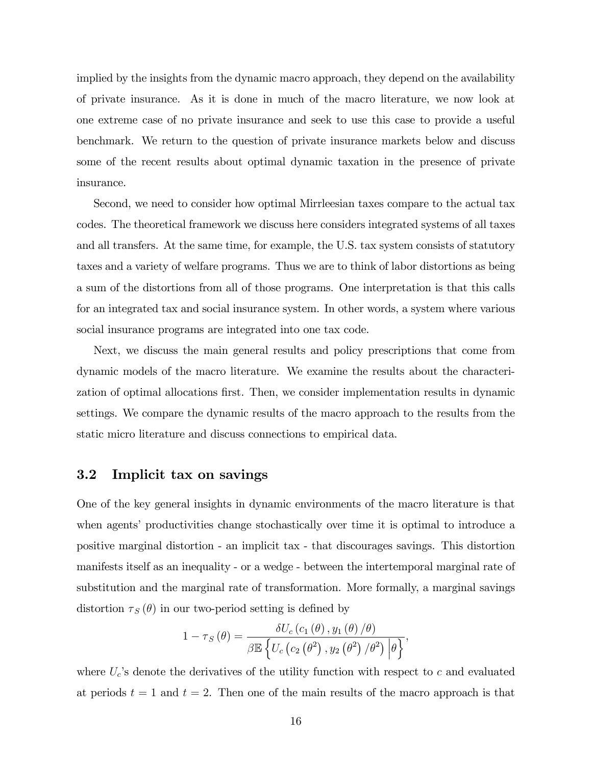implied by the insights from the dynamic macro approach, they depend on the availability of private insurance. As it is done in much of the macro literature, we now look at one extreme case of no private insurance and seek to use this case to provide a useful benchmark. We return to the question of private insurance markets below and discuss some of the recent results about optimal dynamic taxation in the presence of private insurance.

Second, we need to consider how optimal Mirrleesian taxes compare to the actual tax codes. The theoretical framework we discuss here considers integrated systems of all taxes and all transfers. At the same time, for example, the U.S. tax system consists of statutory taxes and a variety of welfare programs. Thus we are to think of labor distortions as being a sum of the distortions from all of those programs. One interpretation is that this calls for an integrated tax and social insurance system. In other words, a system where various social insurance programs are integrated into one tax code.

Next, we discuss the main general results and policy prescriptions that come from dynamic models of the macro literature. We examine the results about the characterization of optimal allocations first. Then, we consider implementation results in dynamic settings. We compare the dynamic results of the macro approach to the results from the static micro literature and discuss connections to empirical data.

## 3.2 Implicit tax on savings

One of the key general insights in dynamic environments of the macro literature is that when agents' productivities change stochastically over time it is optimal to introduce a positive marginal distortion - an implicit tax - that discourages savings. This distortion manifests itself as an inequality - or a wedge - between the intertemporal marginal rate of substitution and the marginal rate of transformation. More formally, a marginal savings distortion $\tau_S(\theta)$ in our two-period setting is defined by

$$1 - \tau_S(\theta) = \frac{\delta U_c\left(c_1(\theta), y_1(\theta)/\theta\right)}{\beta \mathbb{E}\left\{U_c\left(c_2\left(\theta^2\right), y_2\left(\theta^2\right)/\theta^2\right) \Big| \theta\right\}},$$

where $U_c$'s denote the derivatives of the utility function with respect to $c$ and evaluated at periods $t = 1$ and $t = 2$. Then one of the main results of the macro approach is that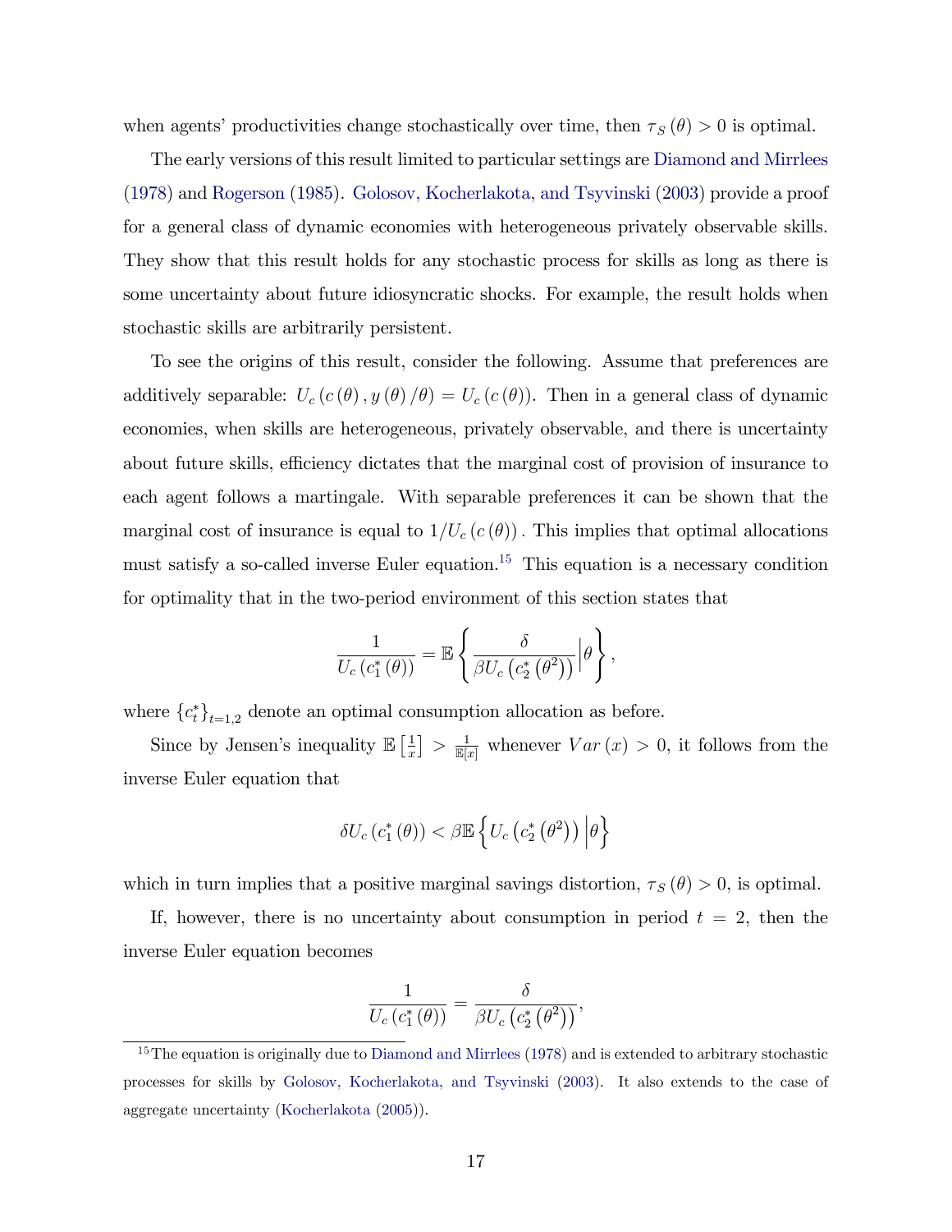when agents' productivities change stochastically over time, then $\tau_S(\theta) > 0$ is optimal.

The early versions of this result limited to particular settings are Diamond and Mirrlees (1978) and Rogerson (1985). Golosov, Kocherlakota, and Tsyvinski (2003) provide a proof for a general class of dynamic economies with heterogeneous privately observable skills. They show that this result holds for any stochastic process for skills as long as there is some uncertainty about future idiosyncratic shocks. For example, the result holds when stochastic skills are arbitrarily persistent.

To see the origins of this result, consider the following. Assume that preferences are additively separable: $U_c(c(\theta), y(\theta)/\theta) = U_c(c(\theta))$. Then in a general class of dynamic economies, when skills are heterogeneous, privately observable, and there is uncertainty about future skills, efficiency dictates that the marginal cost of provision of insurance to each agent follows a martingale. With separable preferences it can be shown that the marginal cost of insurance is equal to $1/U_c(c(\theta))$. This implies that optimal allocations must satisfy a so-called inverse Euler equation.[15] This equation is a necessary condition for optimality that in the two-period environment of this section states that

$$\frac{1}{U_c(c_1^*(\theta))} = \mathbb{E}\left\{\frac{\delta}{\beta U_c(c_2^*(\theta^2))}\Big|\theta\right\},$$

where $\{c_t^*\}_{t=1,2}$ denote an optimal consumption allocation as before.

Since by Jensen's inequality $\mathbb{E}\left[\frac{1}{x}\right] > \frac{1}{\mathbb{E}[x]}$ whenever $Var(x) > 0$, it follows from the inverse Euler equation that

$$\delta U_c(c_1^*(\theta)) < \beta \mathbb{E}\left\{U_c(c_2^*(\theta^2))\Big|\theta\right\}$$

which in turn implies that a positive marginal savings distortion, $\tau_S(\theta) > 0$, is optimal.

If, however, there is no uncertainty about consumption in period $t = 2$, then the inverse Euler equation becomes

$$\frac{1}{U_c(c_1^*(\theta))} = \frac{\delta}{\beta U_c(c_2^*(\theta^2))},$$

[15] The equation is originally due to Diamond and Mirrlees (1978) and is extended to arbitrary stochastic processes for skills by Golosov, Kocherlakota, and Tsyvinski (2003). It also extends to the case of aggregate uncertainty (Kocherlakota (2005)).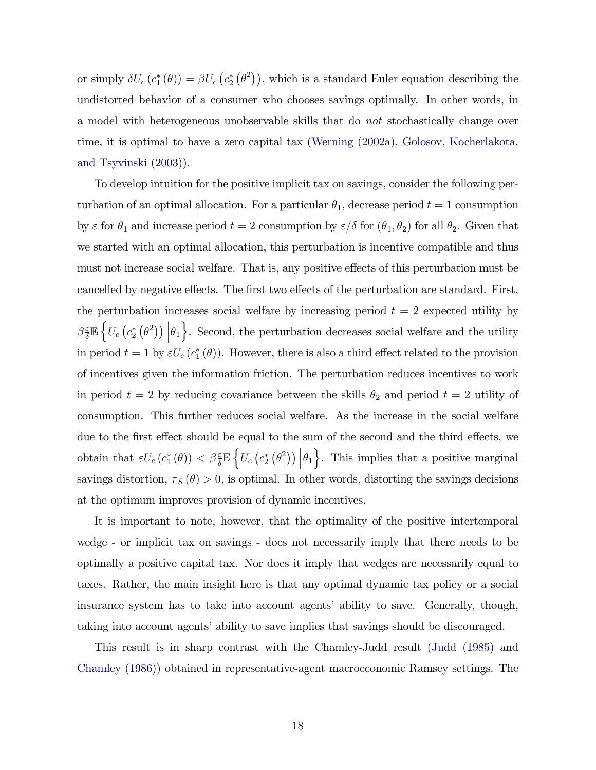or simply $\delta U_c(c_1^*(\theta)) = \beta U_c(c_2^*(\theta^2))$, which is a standard Euler equation describing the undistorted behavior of a consumer who chooses savings optimally. In other words, in a model with heterogeneous unobservable skills that do *not* stochastically change over time, it is optimal to have a zero capital tax (Werning (2002a), Golosov, Kocherlakota, and Tsyvinski (2003)).

To develop intuition for the positive implicit tax on savings, consider the following perturbation of an optimal allocation. For a particular $\theta_1$, decrease period $t = 1$ consumption by $\varepsilon$ for $\theta_1$ and increase period $t = 2$ consumption by $\varepsilon/\delta$ for $(\theta_1, \theta_2)$ for all $\theta_2$. Given that we started with an optimal allocation, this perturbation is incentive compatible and thus must not increase social welfare. That is, any positive effects of this perturbation must be cancelled by negative effects. The first two effects of the perturbation are standard. First, the perturbation increases social welfare by increasing period $t = 2$ expected utility by $\beta \frac{\varepsilon}{\delta} \mathbb{E}\left\{ U_c\left(c_2^*\left(\theta^2\right)\right) \middle| \theta_1 \right\}$. Second, the perturbation decreases social welfare and the utility in period $t = 1$ by $\varepsilon U_c(c_1^*(\theta))$. However, there is also a third effect related to the provision of incentives given the information friction. The perturbation reduces incentives to work in period $t = 2$ by reducing covariance between the skills $\theta_2$ and period $t = 2$ utility of consumption. This further reduces social welfare. As the increase in the social welfare due to the first effect should be equal to the sum of the second and the third effects, we obtain that $\varepsilon U_c(c_1^*(\theta)) < \beta \frac{\varepsilon}{\delta} \mathbb{E}\left\{ U_c\left(c_2^*\left(\theta^2\right)\right) \middle| \theta_1 \right\}$. This implies that a positive marginal savings distortion, $\tau_S(\theta) > 0$, is optimal. In other words, distorting the savings decisions at the optimum improves provision of dynamic incentives.

It is important to note, however, that the optimality of the positive intertemporal wedge - or implicit tax on savings - does not necessarily imply that there needs to be optimally a positive capital tax. Nor does it imply that wedges are necessarily equal to taxes. Rather, the main insight here is that any optimal dynamic tax policy or a social insurance system has to take into account agents' ability to save. Generally, though, taking into account agents' ability to save implies that savings should be discouraged.

This result is in sharp contrast with the Chamley-Judd result (Judd (1985) and Chamley (1986)) obtained in representative-agent macroeconomic Ramsey settings. The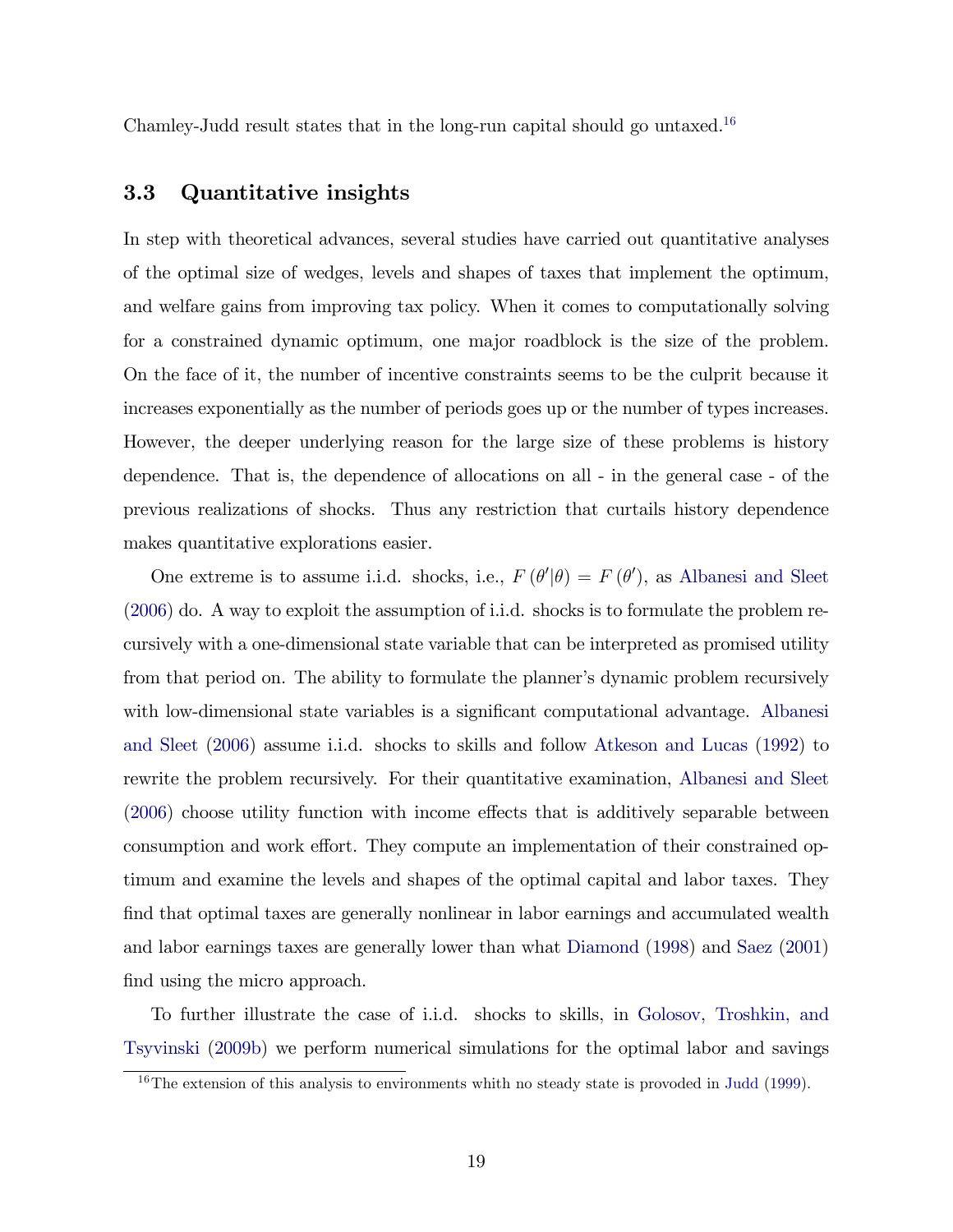Chamley-Judd result states that in the long-run capital should go untaxed.[16]

### 3.3 Quantitative insights

In step with theoretical advances, several studies have carried out quantitative analyses of the optimal size of wedges, levels and shapes of taxes that implement the optimum, and welfare gains from improving tax policy. When it comes to computationally solving for a constrained dynamic optimum, one major roadblock is the size of the problem. On the face of it, the number of incentive constraints seems to be the culprit because it increases exponentially as the number of periods goes up or the number of types increases. However, the deeper underlying reason for the large size of these problems is history dependence. That is, the dependence of allocations on all - in the general case - of the previous realizations of shocks. Thus any restriction that curtails history dependence makes quantitative explorations easier.

One extreme is to assume i.i.d. shocks, i.e., $F(\theta'|\theta) = F(\theta')$, as Albanesi and Sleet (2006) do. A way to exploit the assumption of i.i.d. shocks is to formulate the problem recursively with a one-dimensional state variable that can be interpreted as promised utility from that period on. The ability to formulate the planner's dynamic problem recursively with low-dimensional state variables is a significant computational advantage. Albanesi and Sleet (2006) assume i.i.d. shocks to skills and follow Atkeson and Lucas (1992) to rewrite the problem recursively. For their quantitative examination, Albanesi and Sleet (2006) choose utility function with income effects that is additively separable between consumption and work effort. They compute an implementation of their constrained optimum and examine the levels and shapes of the optimal capital and labor taxes. They find that optimal taxes are generally nonlinear in labor earnings and accumulated wealth and labor earnings taxes are generally lower than what Diamond (1998) and Saez (2001) find using the micro approach.

To further illustrate the case of i.i.d. shocks to skills, in Golosov, Troshkin, and Tsyvinski (2009b) we perform numerical simulations for the optimal labor and savings

[16] The extension of this analysis to environments whith no steady state is provoded in Judd (1999).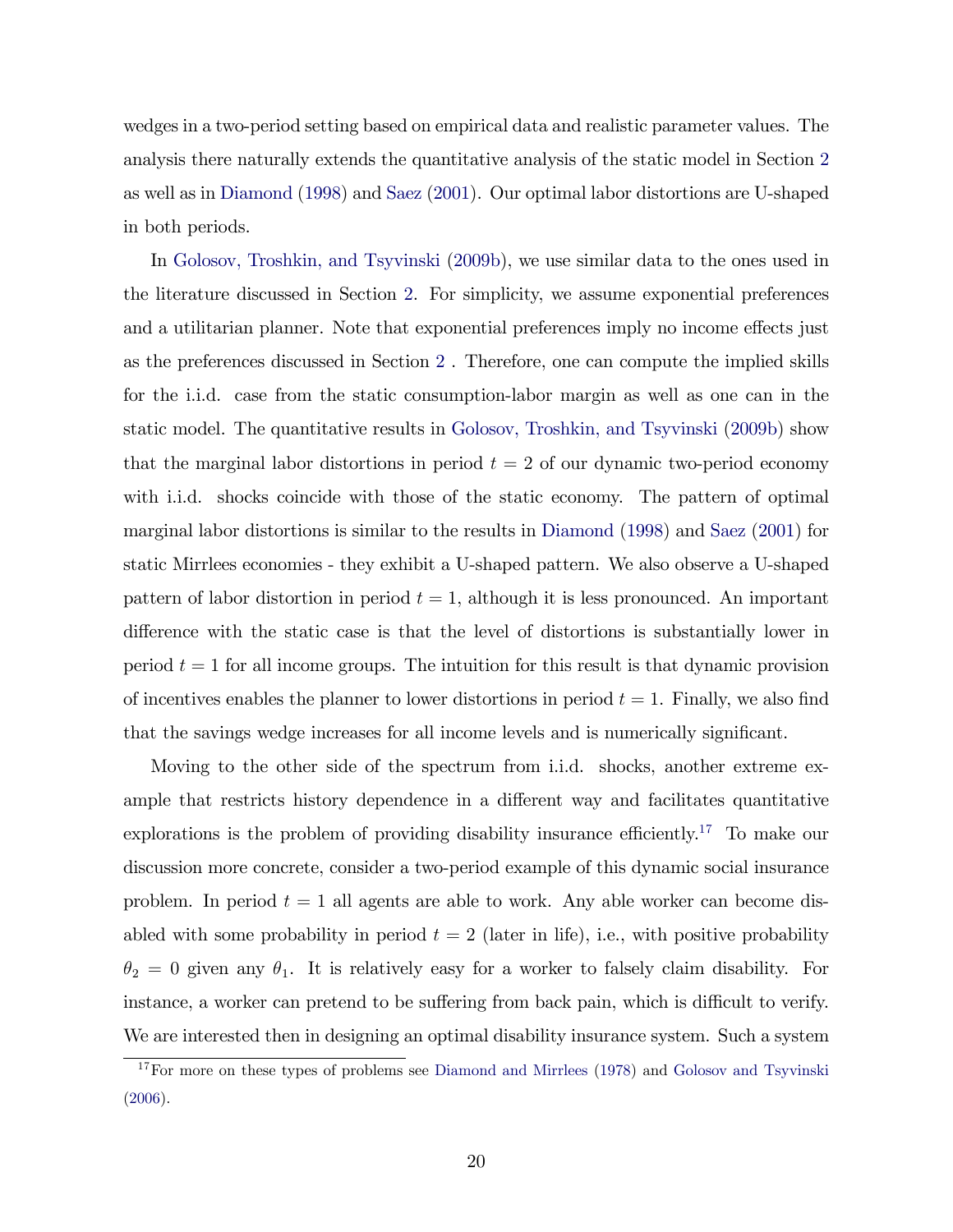wedges in a two-period setting based on empirical data and realistic parameter values. The analysis there naturally extends the quantitative analysis of the static model in Section 2 as well as in Diamond (1998) and Saez (2001). Our optimal labor distortions are U-shaped in both periods.

In Golosov, Troshkin, and Tsyvinski (2009b), we use similar data to the ones used in the literature discussed in Section 2. For simplicity, we assume exponential preferences and a utilitarian planner. Note that exponential preferences imply no income effects just as the preferences discussed in Section 2 . Therefore, one can compute the implied skills for the i.i.d. case from the static consumption-labor margin as well as one can in the static model. The quantitative results in Golosov, Troshkin, and Tsyvinski (2009b) show that the marginal labor distortions in period $t = 2$ of our dynamic two-period economy with i.i.d. shocks coincide with those of the static economy. The pattern of optimal marginal labor distortions is similar to the results in Diamond (1998) and Saez (2001) for static Mirrlees economies - they exhibit a U-shaped pattern. We also observe a U-shaped pattern of labor distortion in period $t = 1$, although it is less pronounced. An important difference with the static case is that the level of distortions is substantially lower in period $t = 1$ for all income groups. The intuition for this result is that dynamic provision of incentives enables the planner to lower distortions in period $t = 1$. Finally, we also find that the savings wedge increases for all income levels and is numerically significant.

Moving to the other side of the spectrum from i.i.d. shocks, another extreme example that restricts history dependence in a different way and facilitates quantitative explorations is the problem of providing disability insurance efficiently.[17] To make our discussion more concrete, consider a two-period example of this dynamic social insurance problem. In period $t = 1$ all agents are able to work. Any able worker can become disabled with some probability in period $t = 2$ (later in life), i.e., with positive probability $\theta_2 = 0$ given any $\theta_1$. It is relatively easy for a worker to falsely claim disability. For instance, a worker can pretend to be suffering from back pain, which is difficult to verify. We are interested then in designing an optimal disability insurance system. Such a system

[17] For more on these types of problems see Diamond and Mirrlees (1978) and Golosov and Tsyvinski (2006).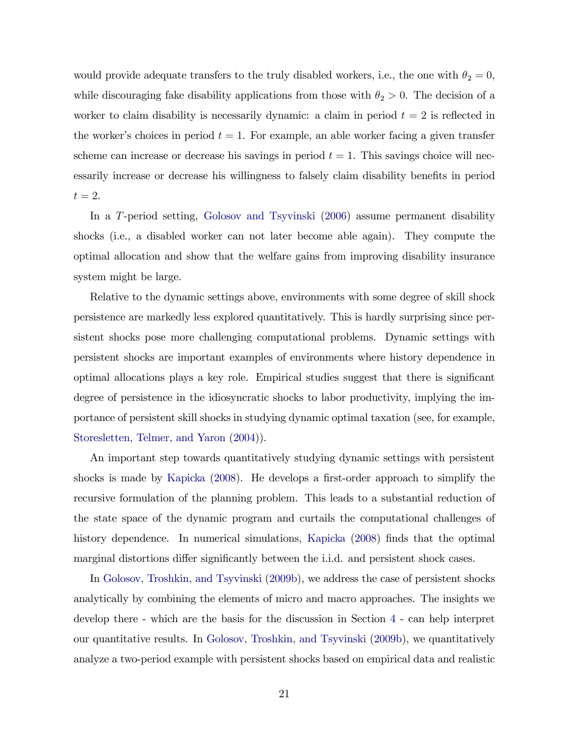would provide adequate transfers to the truly disabled workers, i.e., the one with $\theta_2 = 0$, while discouraging fake disability applications from those with $\theta_2 > 0$. The decision of a worker to claim disability is necessarily dynamic: a claim in period $t = 2$ is reflected in the worker's choices in period $t = 1$. For example, an able worker facing a given transfer scheme can increase or decrease his savings in period $t = 1$. This savings choice will necessarily increase or decrease his willingness to falsely claim disability benefits in period $t = 2$.

In a $T$-period setting, Golosov and Tsyvinski (2006) assume permanent disability shocks (i.e., a disabled worker can not later become able again). They compute the optimal allocation and show that the welfare gains from improving disability insurance system might be large.

Relative to the dynamic settings above, environments with some degree of skill shock persistence are markedly less explored quantitatively. This is hardly surprising since persistent shocks pose more challenging computational problems. Dynamic settings with persistent shocks are important examples of environments where history dependence in optimal allocations plays a key role. Empirical studies suggest that there is significant degree of persistence in the idiosyncratic shocks to labor productivity, implying the importance of persistent skill shocks in studying dynamic optimal taxation (see, for example, Storesletten, Telmer, and Yaron (2004)).

An important step towards quantitatively studying dynamic settings with persistent shocks is made by Kapicka (2008). He develops a first-order approach to simplify the recursive formulation of the planning problem. This leads to a substantial reduction of the state space of the dynamic program and curtails the computational challenges of history dependence. In numerical simulations, Kapicka (2008) finds that the optimal marginal distortions differ significantly between the i.i.d. and persistent shock cases.

In Golosov, Troshkin, and Tsyvinski (2009b), we address the case of persistent shocks analytically by combining the elements of micro and macro approaches. The insights we develop there - which are the basis for the discussion in Section 4 - can help interpret our quantitative results. In Golosov, Troshkin, and Tsyvinski (2009b), we quantitatively analyze a two-period example with persistent shocks based on empirical data and realistic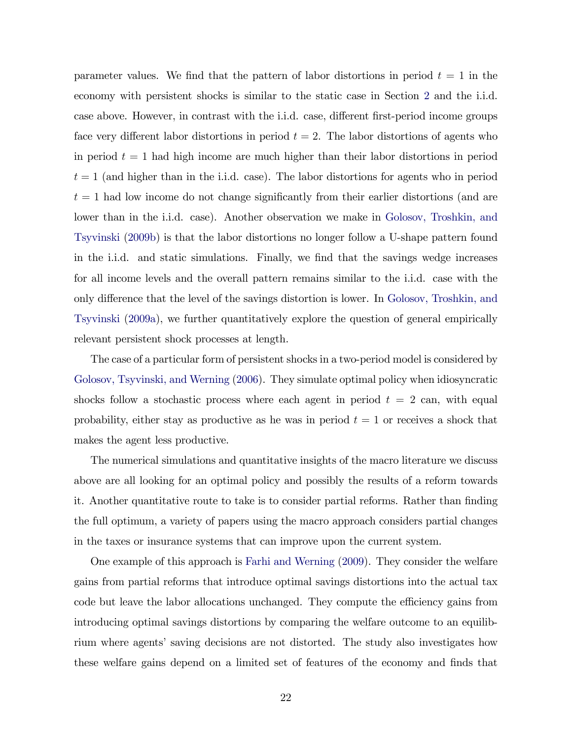parameter values. We find that the pattern of labor distortions in period $t = 1$ in the economy with persistent shocks is similar to the static case in Section 2 and the i.i.d. case above. However, in contrast with the i.i.d. case, different first-period income groups face very different labor distortions in period $t = 2$. The labor distortions of agents who in period $t = 1$ had high income are much higher than their labor distortions in period $t = 1$ (and higher than in the i.i.d. case). The labor distortions for agents who in period $t = 1$ had low income do not change significantly from their earlier distortions (and are lower than in the i.i.d. case). Another observation we make in Golosov, Troshkin, and Tsyvinski (2009b) is that the labor distortions no longer follow a U-shape pattern found in the i.i.d. and static simulations. Finally, we find that the savings wedge increases for all income levels and the overall pattern remains similar to the i.i.d. case with the only difference that the level of the savings distortion is lower. In Golosov, Troshkin, and Tsyvinski (2009a), we further quantitatively explore the question of general empirically relevant persistent shock processes at length.

The case of a particular form of persistent shocks in a two-period model is considered by Golosov, Tsyvinski, and Werning (2006). They simulate optimal policy when idiosyncratic shocks follow a stochastic process where each agent in period $t = 2$ can, with equal probability, either stay as productive as he was in period $t = 1$ or receives a shock that makes the agent less productive.

The numerical simulations and quantitative insights of the macro literature we discuss above are all looking for an optimal policy and possibly the results of a reform towards it. Another quantitative route to take is to consider partial reforms. Rather than finding the full optimum, a variety of papers using the macro approach considers partial changes in the taxes or insurance systems that can improve upon the current system.

One example of this approach is Farhi and Werning (2009). They consider the welfare gains from partial reforms that introduce optimal savings distortions into the actual tax code but leave the labor allocations unchanged. They compute the efficiency gains from introducing optimal savings distortions by comparing the welfare outcome to an equilibrium where agents' saving decisions are not distorted. The study also investigates how these welfare gains depend on a limited set of features of the economy and finds that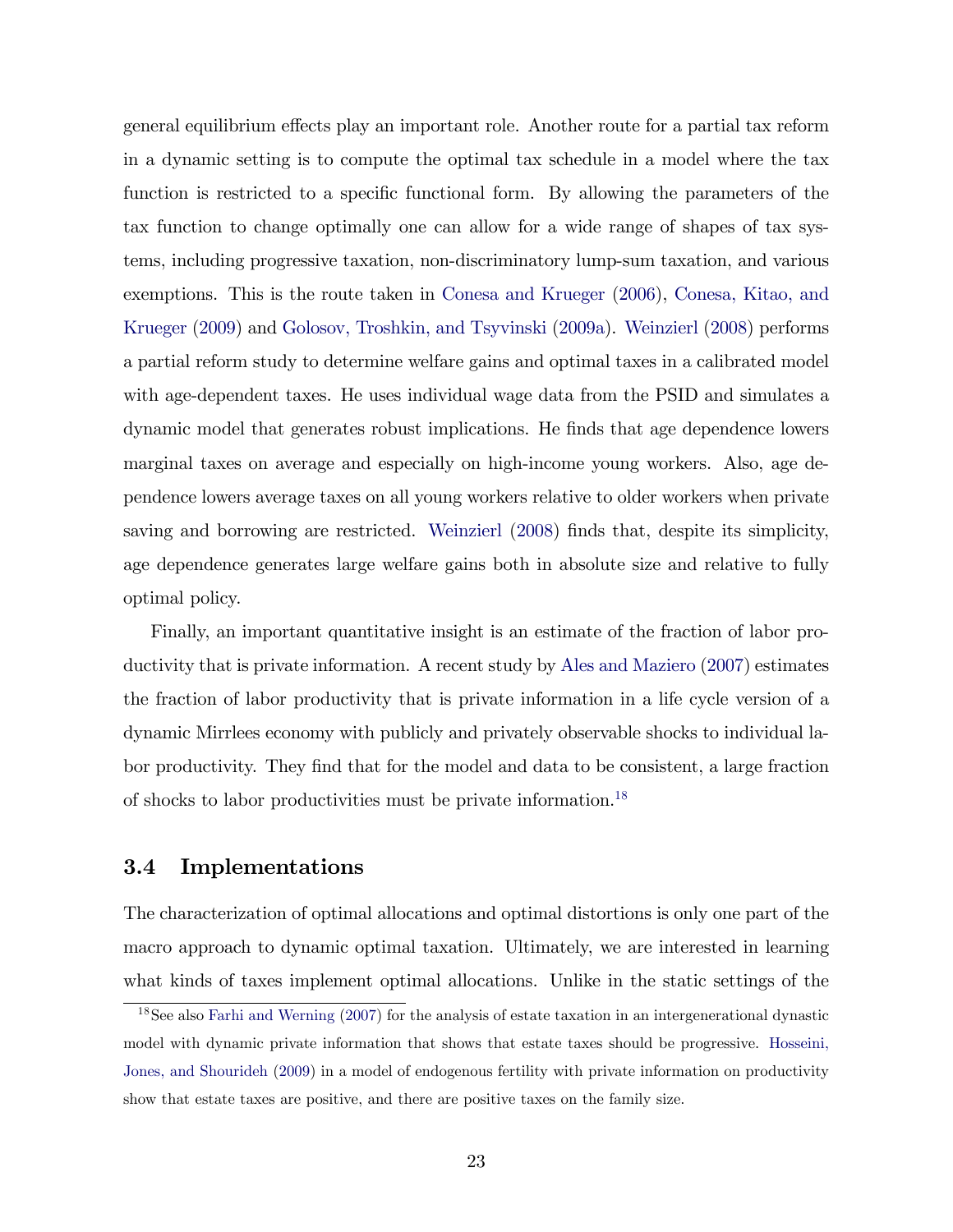general equilibrium effects play an important role. Another route for a partial tax reform in a dynamic setting is to compute the optimal tax schedule in a model where the tax function is restricted to a specific functional form. By allowing the parameters of the tax function to change optimally one can allow for a wide range of shapes of tax systems, including progressive taxation, non-discriminatory lump-sum taxation, and various exemptions. This is the route taken in Conesa and Krueger (2006), Conesa, Kitao, and Krueger (2009) and Golosov, Troshkin, and Tsyvinski (2009a). Weinzierl (2008) performs a partial reform study to determine welfare gains and optimal taxes in a calibrated model with age-dependent taxes. He uses individual wage data from the PSID and simulates a dynamic model that generates robust implications. He finds that age dependence lowers marginal taxes on average and especially on high-income young workers. Also, age dependence lowers average taxes on all young workers relative to older workers when private saving and borrowing are restricted. Weinzierl (2008) finds that, despite its simplicity, age dependence generates large welfare gains both in absolute size and relative to fully optimal policy.

Finally, an important quantitative insight is an estimate of the fraction of labor productivity that is private information. A recent study by Ales and Maziero (2007) estimates the fraction of labor productivity that is private information in a life cycle version of a dynamic Mirrlees economy with publicly and privately observable shocks to individual labor productivity. They find that for the model and data to be consistent, a large fraction of shocks to labor productivities must be private information.[18]

## 3.4 Implementations

The characterization of optimal allocations and optimal distortions is only one part of the macro approach to dynamic optimal taxation. Ultimately, we are interested in learning what kinds of taxes implement optimal allocations. Unlike in the static settings of the

[18] See also Farhi and Werning (2007) for the analysis of estate taxation in an intergenerational dynastic model with dynamic private information that shows that estate taxes should be progressive. Hosseini, Jones, and Shourideh (2009) in a model of endogenous fertility with private information on productivity show that estate taxes are positive, and there are positive taxes on the family size.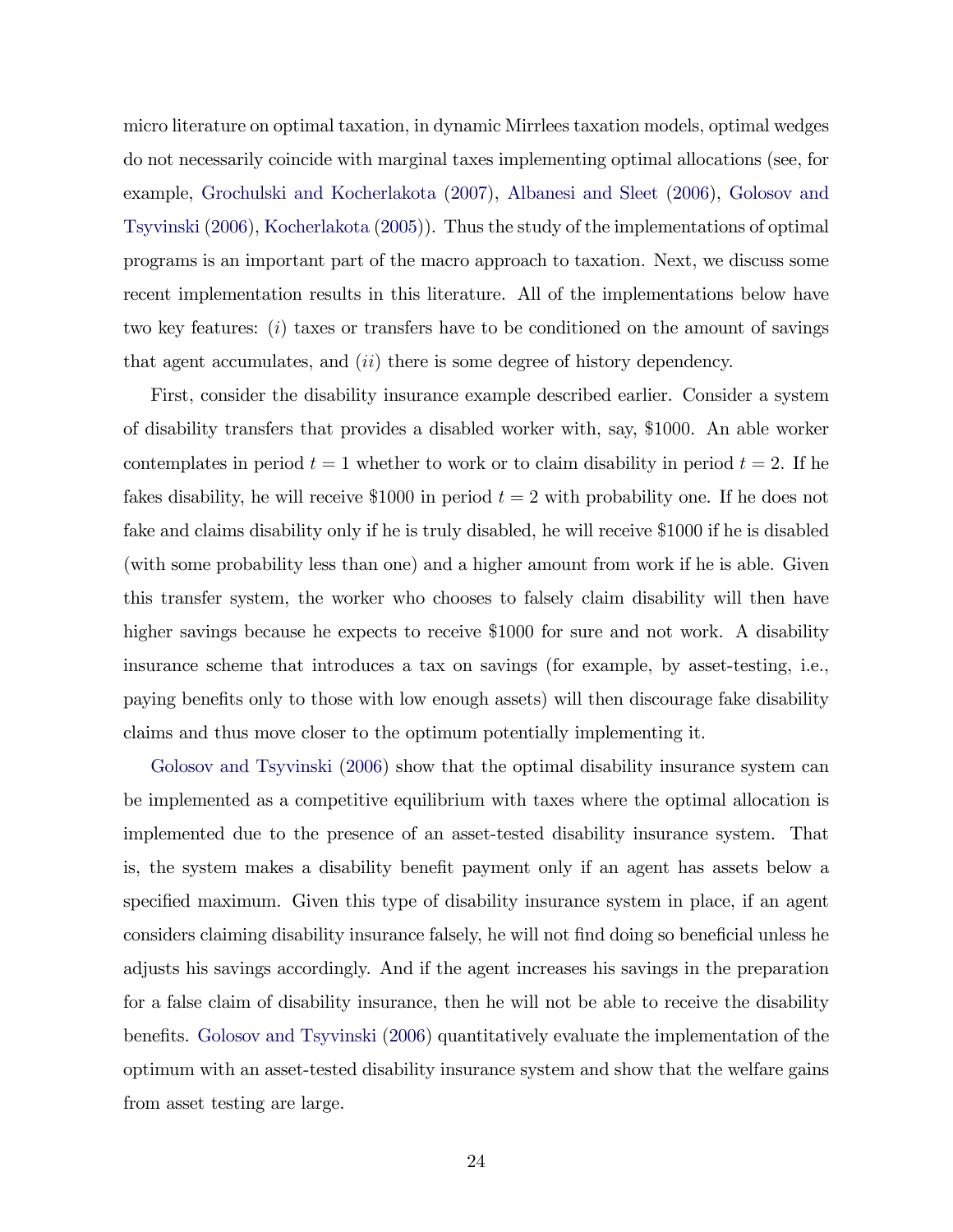micro literature on optimal taxation, in dynamic Mirrlees taxation models, optimal wedges do not necessarily coincide with marginal taxes implementing optimal allocations (see, for example, Grochulski and Kocherlakota (2007), Albanesi and Sleet (2006), Golosov and Tsyvinski (2006), Kocherlakota (2005)). Thus the study of the implementations of optimal programs is an important part of the macro approach to taxation. Next, we discuss some recent implementation results in this literature. All of the implementations below have two key features: (*i*) taxes or transfers have to be conditioned on the amount of savings that agent accumulates, and (*ii*) there is some degree of history dependency.

First, consider the disability insurance example described earlier. Consider a system of disability transfers that provides a disabled worker with, say, \$1000. An able worker contemplates in period $t = 1$ whether to work or to claim disability in period $t = 2$. If he fakes disability, he will receive \$1000 in period $t = 2$ with probability one. If he does not fake and claims disability only if he is truly disabled, he will receive \$1000 if he is disabled (with some probability less than one) and a higher amount from work if he is able. Given this transfer system, the worker who chooses to falsely claim disability will then have higher savings because he expects to receive \$1000 for sure and not work. A disability insurance scheme that introduces a tax on savings (for example, by asset-testing, i.e., paying benefits only to those with low enough assets) will then discourage fake disability claims and thus move closer to the optimum potentially implementing it.

Golosov and Tsyvinski (2006) show that the optimal disability insurance system can be implemented as a competitive equilibrium with taxes where the optimal allocation is implemented due to the presence of an asset-tested disability insurance system. That is, the system makes a disability benefit payment only if an agent has assets below a specified maximum. Given this type of disability insurance system in place, if an agent considers claiming disability insurance falsely, he will not find doing so beneficial unless he adjusts his savings accordingly. And if the agent increases his savings in the preparation for a false claim of disability insurance, then he will not be able to receive the disability benefits. Golosov and Tsyvinski (2006) quantitatively evaluate the implementation of the optimum with an asset-tested disability insurance system and show that the welfare gains from asset testing are large.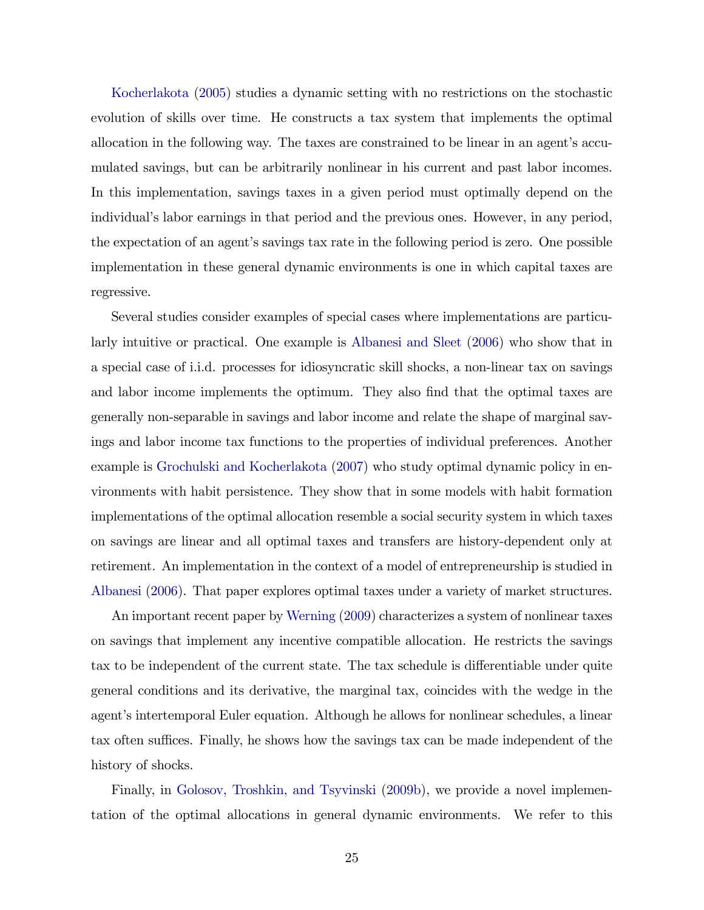Kocherlakota (2005) studies a dynamic setting with no restrictions on the stochastic evolution of skills over time. He constructs a tax system that implements the optimal allocation in the following way. The taxes are constrained to be linear in an agent's accumulated savings, but can be arbitrarily nonlinear in his current and past labor incomes. In this implementation, savings taxes in a given period must optimally depend on the individual's labor earnings in that period and the previous ones. However, in any period, the expectation of an agent's savings tax rate in the following period is zero. One possible implementation in these general dynamic environments is one in which capital taxes are regressive.

Several studies consider examples of special cases where implementations are particularly intuitive or practical. One example is Albanesi and Sleet (2006) who show that in a special case of i.i.d. processes for idiosyncratic skill shocks, a non-linear tax on savings and labor income implements the optimum. They also find that the optimal taxes are generally non-separable in savings and labor income and relate the shape of marginal savings and labor income tax functions to the properties of individual preferences. Another example is Grochulski and Kocherlakota (2007) who study optimal dynamic policy in environments with habit persistence. They show that in some models with habit formation implementations of the optimal allocation resemble a social security system in which taxes on savings are linear and all optimal taxes and transfers are history-dependent only at retirement. An implementation in the context of a model of entrepreneurship is studied in Albanesi (2006). That paper explores optimal taxes under a variety of market structures.

An important recent paper by Werning (2009) characterizes a system of nonlinear taxes on savings that implement any incentive compatible allocation. He restricts the savings tax to be independent of the current state. The tax schedule is differentiable under quite general conditions and its derivative, the marginal tax, coincides with the wedge in the agent's intertemporal Euler equation. Although he allows for nonlinear schedules, a linear tax often suffices. Finally, he shows how the savings tax can be made independent of the history of shocks.

Finally, in Golosov, Troshkin, and Tsyvinski (2009b), we provide a novel implementation of the optimal allocations in general dynamic environments. We refer to this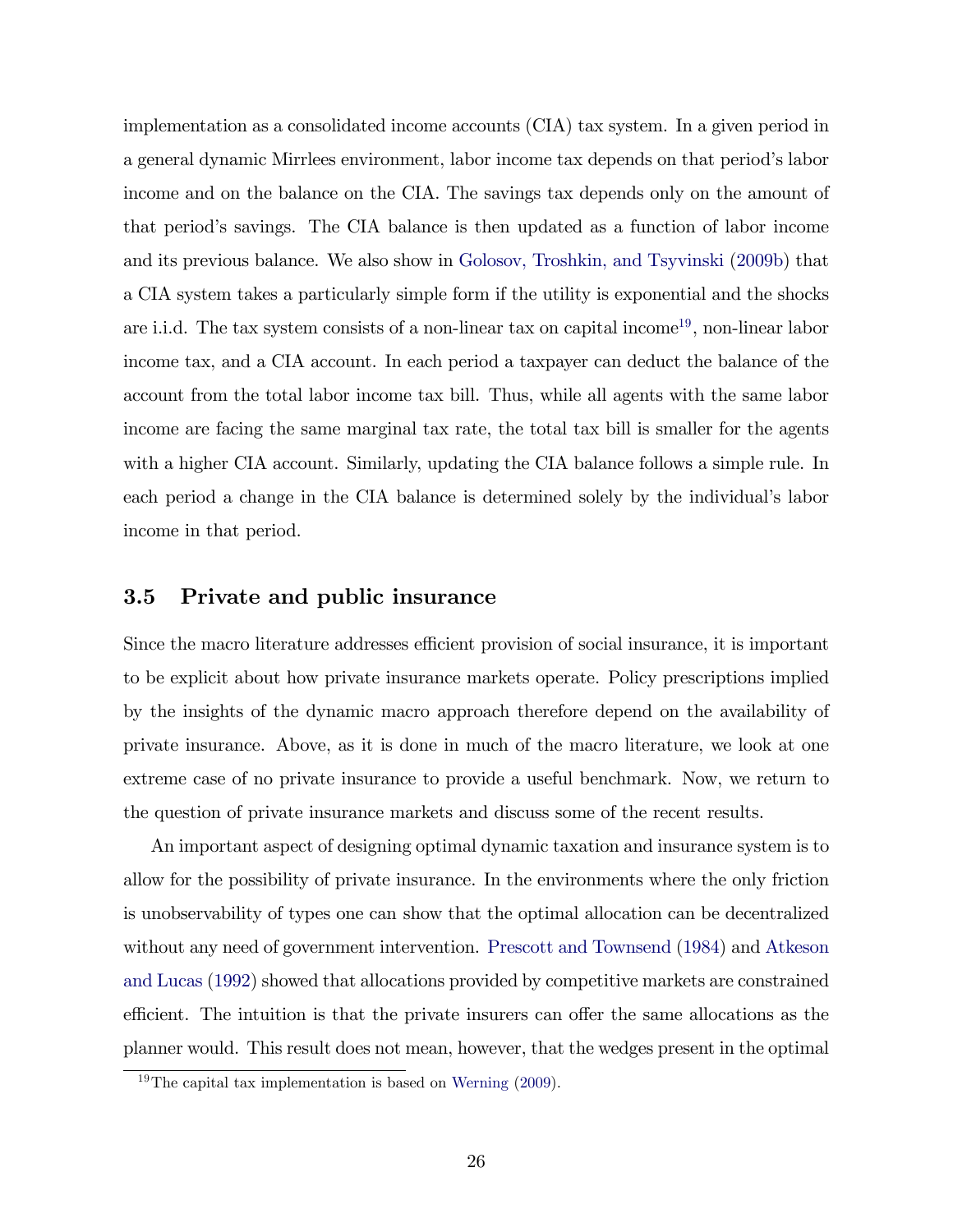implementation as a consolidated income accounts (CIA) tax system. In a given period in a general dynamic Mirrlees environment, labor income tax depends on that period's labor income and on the balance on the CIA. The savings tax depends only on the amount of that period's savings. The CIA balance is then updated as a function of labor income and its previous balance. We also show in Golosov, Troshkin, and Tsyvinski (2009b) that a CIA system takes a particularly simple form if the utility is exponential and the shocks are i.i.d. The tax system consists of a non-linear tax on capital income[19], non-linear labor income tax, and a CIA account. In each period a taxpayer can deduct the balance of the account from the total labor income tax bill. Thus, while all agents with the same labor income are facing the same marginal tax rate, the total tax bill is smaller for the agents with a higher CIA account. Similarly, updating the CIA balance follows a simple rule. In each period a change in the CIA balance is determined solely by the individual's labor income in that period.

## 3.5 Private and public insurance

Since the macro literature addresses efficient provision of social insurance, it is important to be explicit about how private insurance markets operate. Policy prescriptions implied by the insights of the dynamic macro approach therefore depend on the availability of private insurance. Above, as it is done in much of the macro literature, we look at one extreme case of no private insurance to provide a useful benchmark. Now, we return to the question of private insurance markets and discuss some of the recent results.

An important aspect of designing optimal dynamic taxation and insurance system is to allow for the possibility of private insurance. In the environments where the only friction is unobservability of types one can show that the optimal allocation can be decentralized without any need of government intervention. Prescott and Townsend (1984) and Atkeson and Lucas (1992) showed that allocations provided by competitive markets are constrained efficient. The intuition is that the private insurers can offer the same allocations as the planner would. This result does not mean, however, that the wedges present in the optimal

[19] The capital tax implementation is based on Werning (2009).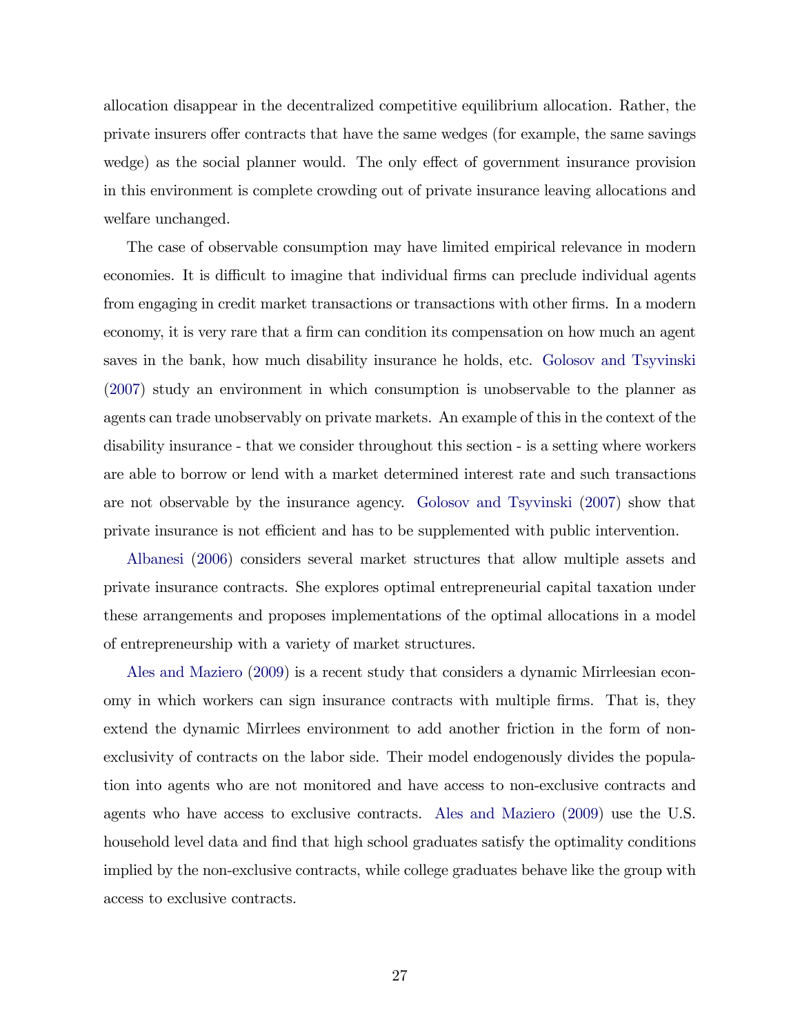allocation disappear in the decentralized competitive equilibrium allocation. Rather, the private insurers offer contracts that have the same wedges (for example, the same savings wedge) as the social planner would. The only effect of government insurance provision in this environment is complete crowding out of private insurance leaving allocations and welfare unchanged.

The case of observable consumption may have limited empirical relevance in modern economies. It is difficult to imagine that individual firms can preclude individual agents from engaging in credit market transactions or transactions with other firms. In a modern economy, it is very rare that a firm can condition its compensation on how much an agent saves in the bank, how much disability insurance he holds, etc. Golosov and Tsyvinski (2007) study an environment in which consumption is unobservable to the planner as agents can trade unobservably on private markets. An example of this in the context of the disability insurance - that we consider throughout this section - is a setting where workers are able to borrow or lend with a market determined interest rate and such transactions are not observable by the insurance agency. Golosov and Tsyvinski (2007) show that private insurance is not efficient and has to be supplemented with public intervention.

Albanesi (2006) considers several market structures that allow multiple assets and private insurance contracts. She explores optimal entrepreneurial capital taxation under these arrangements and proposes implementations of the optimal allocations in a model of entrepreneurship with a variety of market structures.

Ales and Maziero (2009) is a recent study that considers a dynamic Mirrleesian economy in which workers can sign insurance contracts with multiple firms. That is, they extend the dynamic Mirrlees environment to add another friction in the form of non-exclusivity of contracts on the labor side. Their model endogenously divides the population into agents who are not monitored and have access to non-exclusive contracts and agents who have access to exclusive contracts. Ales and Maziero (2009) use the U.S. household level data and find that high school graduates satisfy the optimality conditions implied by the non-exclusive contracts, while college graduates behave like the group with access to exclusive contracts.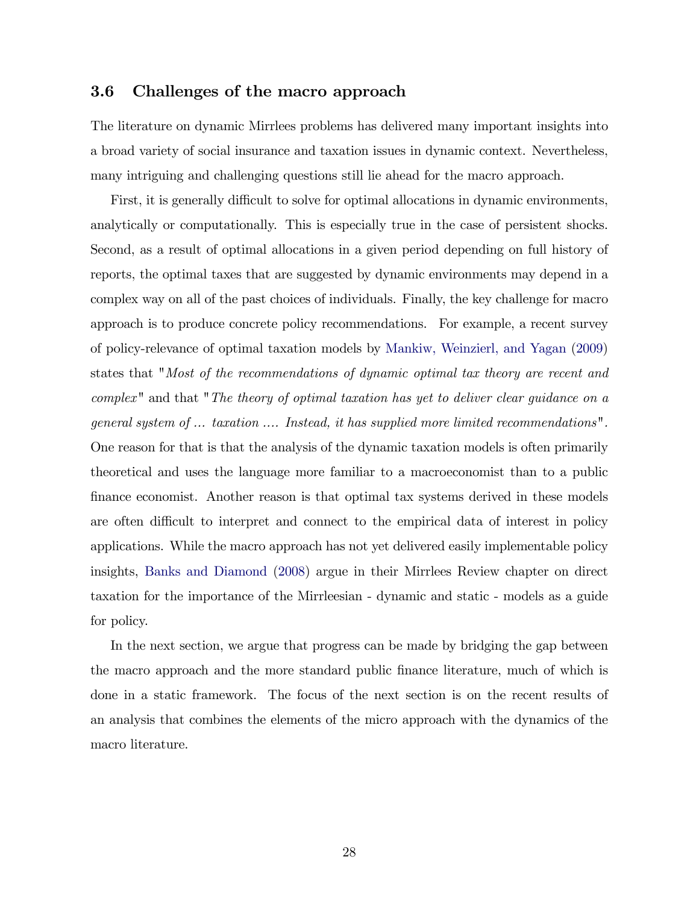### 3.6 Challenges of the macro approach

The literature on dynamic Mirrlees problems has delivered many important insights into a broad variety of social insurance and taxation issues in dynamic context. Nevertheless, many intriguing and challenging questions still lie ahead for the macro approach.

First, it is generally difficult to solve for optimal allocations in dynamic environments, analytically or computationally. This is especially true in the case of persistent shocks. Second, as a result of optimal allocations in a given period depending on full history of reports, the optimal taxes that are suggested by dynamic environments may depend in a complex way on all of the past choices of individuals. Finally, the key challenge for macro approach is to produce concrete policy recommendations. For example, a recent survey of policy-relevance of optimal taxation models by Mankiw, Weinzierl, and Yagan (2009) states that "*Most of the recommendations of dynamic optimal tax theory are recent and complex*" and that "*The theory of optimal taxation has yet to deliver clear guidance on a general system of ... taxation .... Instead, it has supplied more limited recommendations*". One reason for that is that the analysis of the dynamic taxation models is often primarily theoretical and uses the language more familiar to a macroeconomist than to a public finance economist. Another reason is that optimal tax systems derived in these models are often difficult to interpret and connect to the empirical data of interest in policy applications. While the macro approach has not yet delivered easily implementable policy insights, Banks and Diamond (2008) argue in their Mirrlees Review chapter on direct taxation for the importance of the Mirrleesian - dynamic and static - models as a guide for policy.

In the next section, we argue that progress can be made by bridging the gap between the macro approach and the more standard public finance literature, much of which is done in a static framework. The focus of the next section is on the recent results of an analysis that combines the elements of the micro approach with the dynamics of the macro literature.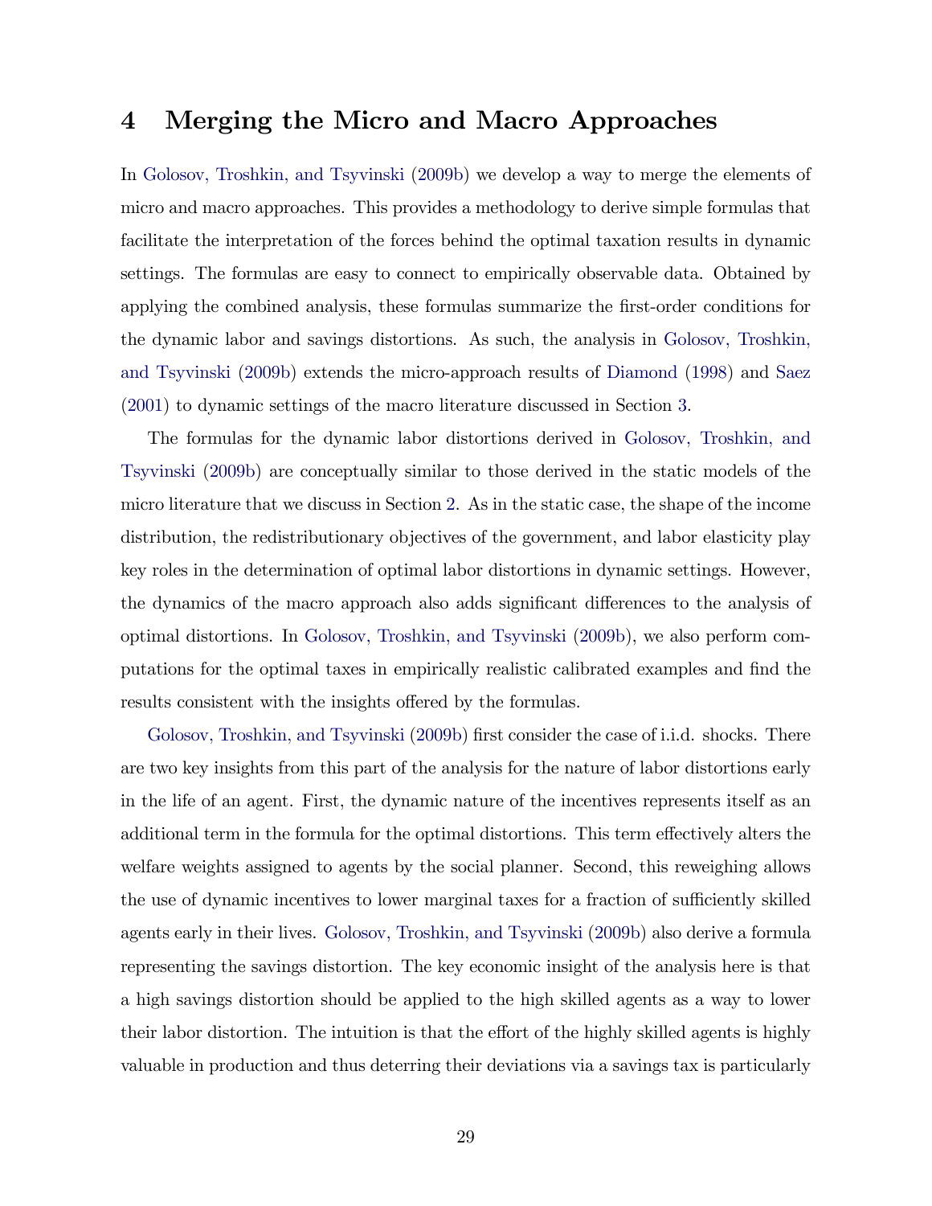# 4 Merging the Micro and Macro Approaches

In Golosov, Troshkin, and Tsyvinski (2009b) we develop a way to merge the elements of micro and macro approaches. This provides a methodology to derive simple formulas that facilitate the interpretation of the forces behind the optimal taxation results in dynamic settings. The formulas are easy to connect to empirically observable data. Obtained by applying the combined analysis, these formulas summarize the first-order conditions for the dynamic labor and savings distortions. As such, the analysis in Golosov, Troshkin, and Tsyvinski (2009b) extends the micro-approach results of Diamond (1998) and Saez (2001) to dynamic settings of the macro literature discussed in Section 3.

The formulas for the dynamic labor distortions derived in Golosov, Troshkin, and Tsyvinski (2009b) are conceptually similar to those derived in the static models of the micro literature that we discuss in Section 2. As in the static case, the shape of the income distribution, the redistributionary objectives of the government, and labor elasticity play key roles in the determination of optimal labor distortions in dynamic settings. However, the dynamics of the macro approach also adds significant differences to the analysis of optimal distortions. In Golosov, Troshkin, and Tsyvinski (2009b), we also perform computations for the optimal taxes in empirically realistic calibrated examples and find the results consistent with the insights offered by the formulas.

Golosov, Troshkin, and Tsyvinski (2009b) first consider the case of i.i.d. shocks. There are two key insights from this part of the analysis for the nature of labor distortions early in the life of an agent. First, the dynamic nature of the incentives represents itself as an additional term in the formula for the optimal distortions. This term effectively alters the welfare weights assigned to agents by the social planner. Second, this reweighing allows the use of dynamic incentives to lower marginal taxes for a fraction of sufficiently skilled agents early in their lives. Golosov, Troshkin, and Tsyvinski (2009b) also derive a formula representing the savings distortion. The key economic insight of the analysis here is that a high savings distortion should be applied to the high skilled agents as a way to lower their labor distortion. The intuition is that the effort of the highly skilled agents is highly valuable in production and thus deterring their deviations via a savings tax is particularly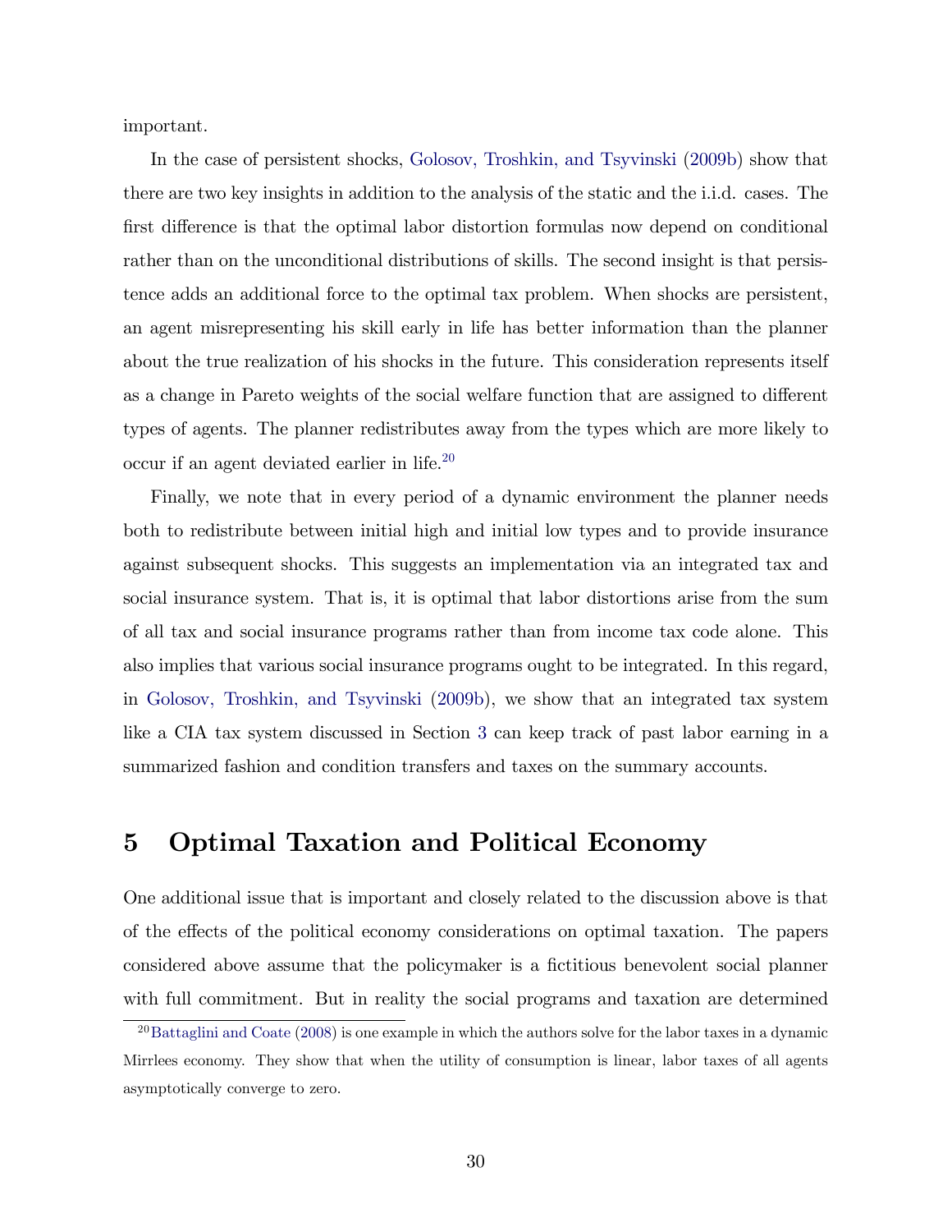important.

In the case of persistent shocks, Golosov, Troshkin, and Tsyvinski (2009b) show that there are two key insights in addition to the analysis of the static and the i.i.d. cases. The first difference is that the optimal labor distortion formulas now depend on conditional rather than on the unconditional distributions of skills. The second insight is that persistence adds an additional force to the optimal tax problem. When shocks are persistent, an agent misrepresenting his skill early in life has better information than the planner about the true realization of his shocks in the future. This consideration represents itself as a change in Pareto weights of the social welfare function that are assigned to different types of agents. The planner redistributes away from the types which are more likely to occur if an agent deviated earlier in life.[20]

Finally, we note that in every period of a dynamic environment the planner needs both to redistribute between initial high and initial low types and to provide insurance against subsequent shocks. This suggests an implementation via an integrated tax and social insurance system. That is, it is optimal that labor distortions arise from the sum of all tax and social insurance programs rather than from income tax code alone. This also implies that various social insurance programs ought to be integrated. In this regard, in Golosov, Troshkin, and Tsyvinski (2009b), we show that an integrated tax system like a CIA tax system discussed in Section 3 can keep track of past labor earning in a summarized fashion and condition transfers and taxes on the summary accounts.

# 5 Optimal Taxation and Political Economy

One additional issue that is important and closely related to the discussion above is that of the effects of the political economy considerations on optimal taxation. The papers considered above assume that the policymaker is a fictitious benevolent social planner with full commitment. But in reality the social programs and taxation are determined

[20] Battaglini and Coate (2008) is one example in which the authors solve for the labor taxes in a dynamic Mirrlees economy. They show that when the utility of consumption is linear, labor taxes of all agents asymptotically converge to zero.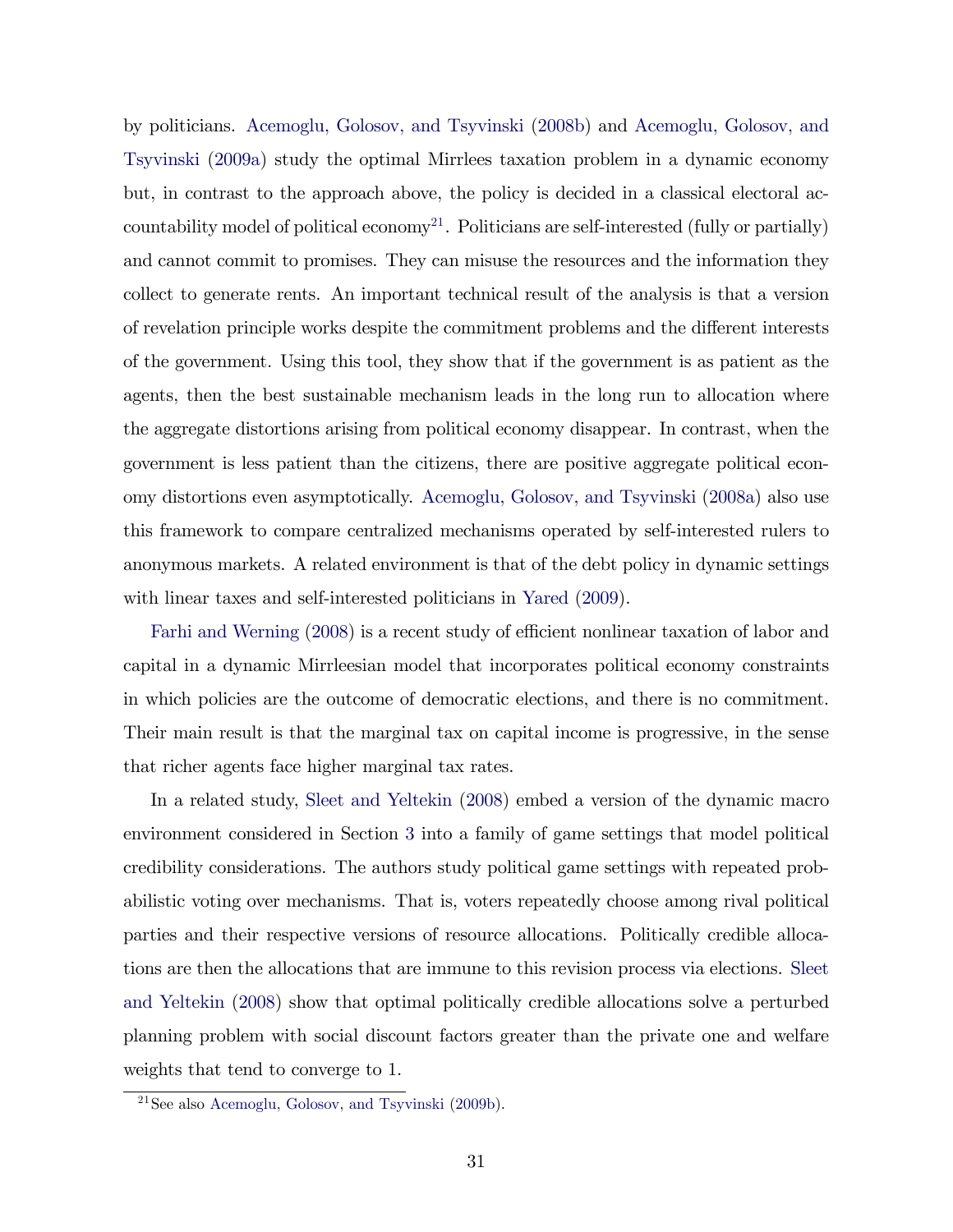by politicians. Acemoglu, Golosov, and Tsyvinski (2008b) and Acemoglu, Golosov, and Tsyvinski (2009a) study the optimal Mirrlees taxation problem in a dynamic economy but, in contrast to the approach above, the policy is decided in a classical electoral accountability model of political economy[21]. Politicians are self-interested (fully or partially) and cannot commit to promises. They can misuse the resources and the information they collect to generate rents. An important technical result of the analysis is that a version of revelation principle works despite the commitment problems and the different interests of the government. Using this tool, they show that if the government is as patient as the agents, then the best sustainable mechanism leads in the long run to allocation where the aggregate distortions arising from political economy disappear. In contrast, when the government is less patient than the citizens, there are positive aggregate political economy distortions even asymptotically. Acemoglu, Golosov, and Tsyvinski (2008a) also use this framework to compare centralized mechanisms operated by self-interested rulers to anonymous markets. A related environment is that of the debt policy in dynamic settings with linear taxes and self-interested politicians in Yared (2009).

Farhi and Werning (2008) is a recent study of efficient nonlinear taxation of labor and capital in a dynamic Mirrleesian model that incorporates political economy constraints in which policies are the outcome of democratic elections, and there is no commitment. Their main result is that the marginal tax on capital income is progressive, in the sense that richer agents face higher marginal tax rates.

In a related study, Sleet and Yeltekin (2008) embed a version of the dynamic macro environment considered in Section 3 into a family of game settings that model political credibility considerations. The authors study political game settings with repeated probabilistic voting over mechanisms. That is, voters repeatedly choose among rival political parties and their respective versions of resource allocations. Politically credible allocations are then the allocations that are immune to this revision process via elections. Sleet and Yeltekin (2008) show that optimal politically credible allocations solve a perturbed planning problem with social discount factors greater than the private one and welfare weights that tend to converge to 1.

[21] See also Acemoglu, Golosov, and Tsyvinski (2009b).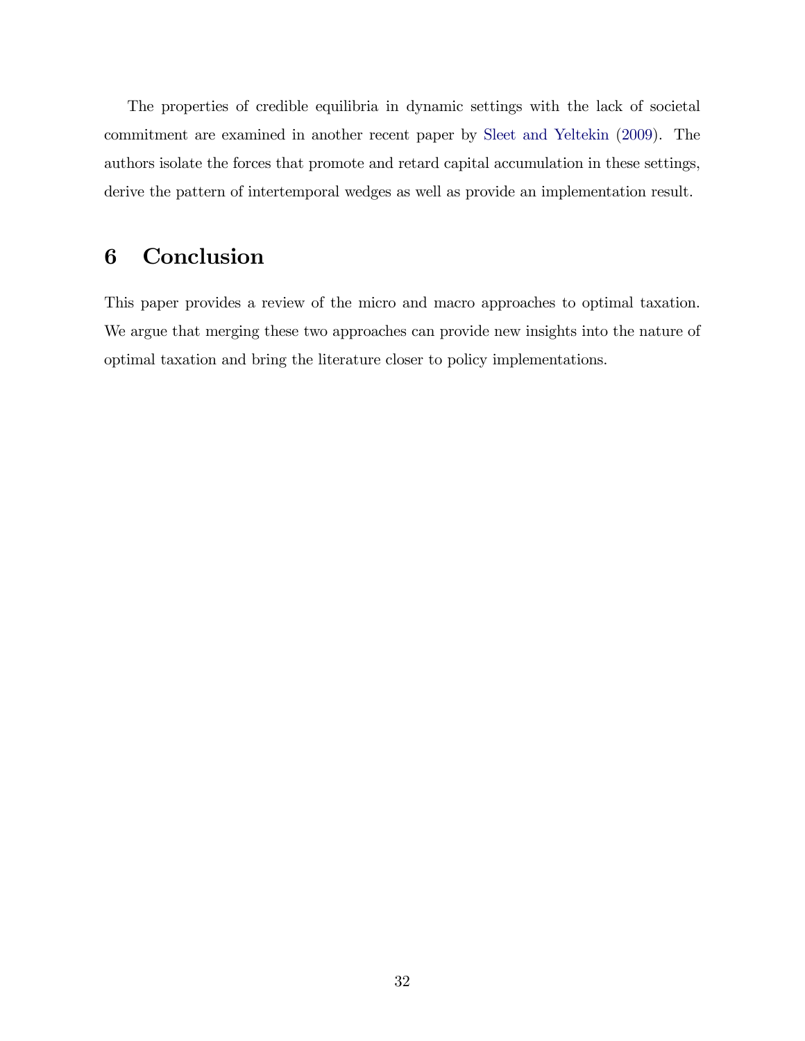The properties of credible equilibria in dynamic settings with the lack of societal commitment are examined in another recent paper by Sleet and Yeltekin (2009). The authors isolate the forces that promote and retard capital accumulation in these settings, derive the pattern of intertemporal wedges as well as provide an implementation result.

# 6 Conclusion

This paper provides a review of the micro and macro approaches to optimal taxation. We argue that merging these two approaches can provide new insights into the nature of optimal taxation and bring the literature closer to policy implementations.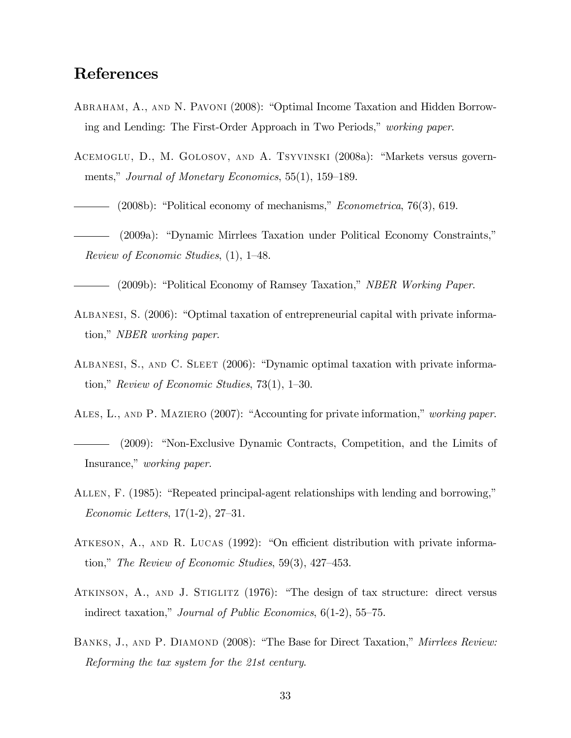# References

Abraham, A., and N. Pavoni (2008): "Optimal Income Taxation and Hidden Borrowing and Lending: The First-Order Approach in Two Periods," *working paper*.

Acemoglu, D., M. Golosov, and A. Tsyvinski (2008a): "Markets versus governments," *Journal of Monetary Economics*, 55(1), 159–189.

——— (2008b): "Political economy of mechanisms," *Econometrica*, 76(3), 619.

——— (2009a): "Dynamic Mirrlees Taxation under Political Economy Constraints," *Review of Economic Studies*, (1), 1–48.

——— (2009b): "Political Economy of Ramsey Taxation," *NBER Working Paper*.

Albanesi, S. (2006): "Optimal taxation of entrepreneurial capital with private information," *NBER working paper*.

Albanesi, S., and C. Sleet (2006): "Dynamic optimal taxation with private information," *Review of Economic Studies*, 73(1), 1–30.

Ales, L., and P. Maziero (2007): "Accounting for private information," *working paper*.

——— (2009): "Non-Exclusive Dynamic Contracts, Competition, and the Limits of Insurance," *working paper*.

Allen, F. (1985): "Repeated principal-agent relationships with lending and borrowing," *Economic Letters*, 17(1-2), 27–31.

Atkeson, A., and R. Lucas (1992): "On efficient distribution with private information," *The Review of Economic Studies*, 59(3), 427–453.

Atkinson, A., and J. Stiglitz (1976): "The design of tax structure: direct versus indirect taxation," *Journal of Public Economics*, 6(1-2), 55–75.

Banks, J., and P. Diamond (2008): "The Base for Direct Taxation," *Mirrlees Review: Reforming the tax system for the 21st century*.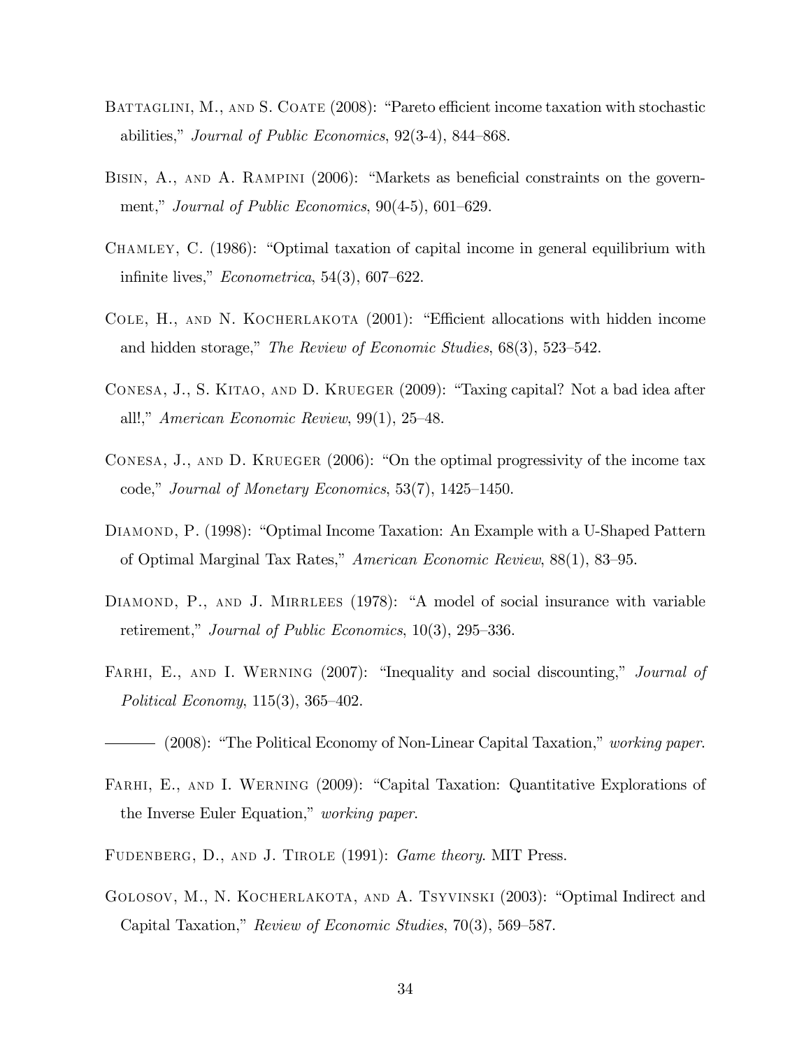Battaglini, M., and S. Coate (2008): "Pareto efficient income taxation with stochastic abilities," *Journal of Public Economics*, 92(3-4), 844–868.

Bisin, A., and A. Rampini (2006): "Markets as beneficial constraints on the government," *Journal of Public Economics*, 90(4-5), 601–629.

Chamley, C. (1986): "Optimal taxation of capital income in general equilibrium with infinite lives," *Econometrica*, 54(3), 607–622.

Cole, H., and N. Kocherlakota (2001): "Efficient allocations with hidden income and hidden storage," *The Review of Economic Studies*, 68(3), 523–542.

Conesa, J., S. Kitao, and D. Krueger (2009): "Taxing capital? Not a bad idea after all!," *American Economic Review*, 99(1), 25–48.

Conesa, J., and D. Krueger (2006): "On the optimal progressivity of the income tax code," *Journal of Monetary Economics*, 53(7), 1425–1450.

Diamond, P. (1998): "Optimal Income Taxation: An Example with a U-Shaped Pattern of Optimal Marginal Tax Rates," *American Economic Review*, 88(1), 83–95.

Diamond, P., and J. Mirrlees (1978): "A model of social insurance with variable retirement," *Journal of Public Economics*, 10(3), 295–336.

Farhi, E., and I. Werning (2007): "Inequality and social discounting," *Journal of Political Economy*, 115(3), 365–402.

——— (2008): "The Political Economy of Non-Linear Capital Taxation," *working paper*.

Farhi, E., and I. Werning (2009): "Capital Taxation: Quantitative Explorations of the Inverse Euler Equation," *working paper*.

Fudenberg, D., and J. Tirole (1991): *Game theory*. MIT Press.

Golosov, M., N. Kocherlakota, and A. Tsyvinski (2003): "Optimal Indirect and Capital Taxation," *Review of Economic Studies*, 70(3), 569–587.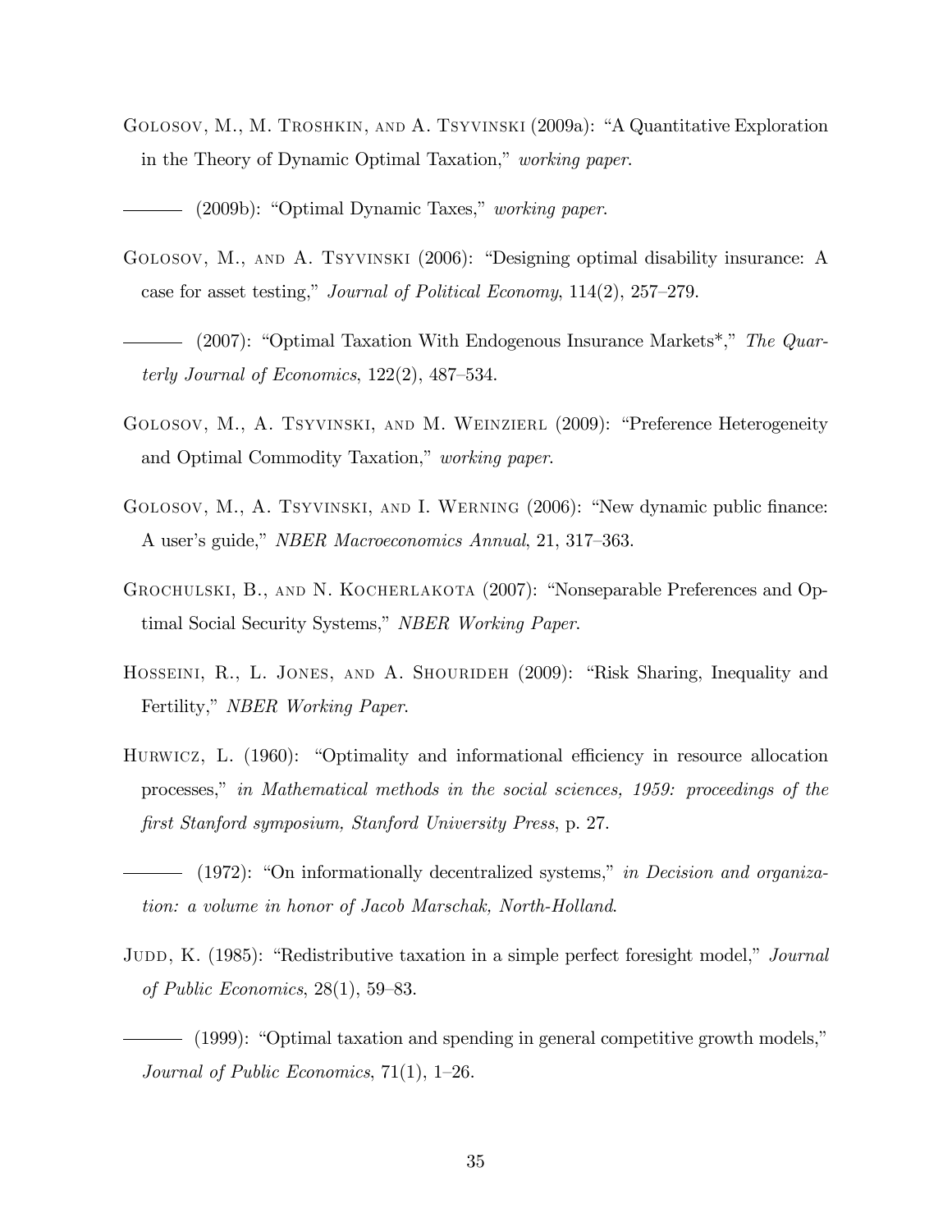Golosov, M., M. Troshkin, and A. Tsyvinski (2009a): "A Quantitative Exploration in the Theory of Dynamic Optimal Taxation," *working paper*.

——— (2009b): "Optimal Dynamic Taxes," *working paper*.

Golosov, M., and A. Tsyvinski (2006): "Designing optimal disability insurance: A case for asset testing," *Journal of Political Economy*, 114(2), 257–279.

——— (2007): "Optimal Taxation With Endogenous Insurance Markets*," *The Quarterly Journal of Economics*, 122(2), 487–534.

Golosov, M., A. Tsyvinski, and M. Weinzierl (2009): "Preference Heterogeneity and Optimal Commodity Taxation," *working paper*.

Golosov, M., A. Tsyvinski, and I. Werning (2006): "New dynamic public finance: A user's guide," *NBER Macroeconomics Annual*, 21, 317–363.

Grochulski, B., and N. Kocherlakota (2007): "Nonseparable Preferences and Optimal Social Security Systems," *NBER Working Paper*.

Hosseini, R., L. Jones, and A. Shourideh (2009): "Risk Sharing, Inequality and Fertility," *NBER Working Paper*.

Hurwicz, L. (1960): "Optimality and informational efficiency in resource allocation processes," *in Mathematical methods in the social sciences, 1959: proceedings of the first Stanford symposium, Stanford University Press*, p. 27.

——— (1972): "On informationally decentralized systems," *in Decision and organization: a volume in honor of Jacob Marschak, North-Holland*.

Judd, K. (1985): "Redistributive taxation in a simple perfect foresight model," *Journal of Public Economics*, 28(1), 59–83.

——— (1999): "Optimal taxation and spending in general competitive growth models," *Journal of Public Economics*, 71(1), 1–26.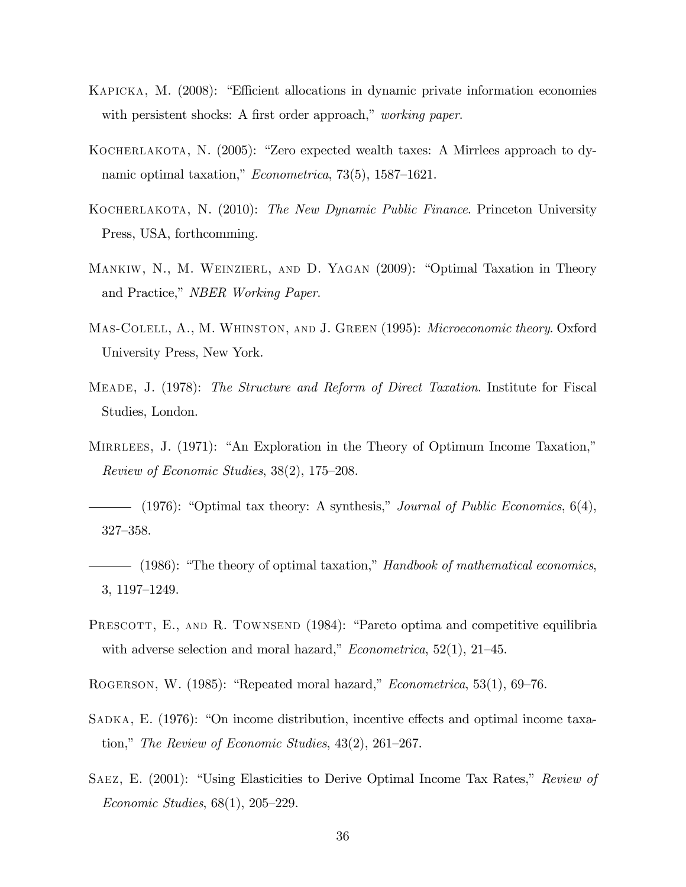Kapicka, M. (2008): "Efficient allocations in dynamic private information economies with persistent shocks: A first order approach," *working paper*.

Kocherlakota, N. (2005): "Zero expected wealth taxes: A Mirrlees approach to dynamic optimal taxation," *Econometrica*, 73(5), 1587–1621.

Kocherlakota, N. (2010): *The New Dynamic Public Finance*. Princeton University Press, USA, forthcomming.

Mankiw, N., M. Weinzierl, and D. Yagan (2009): "Optimal Taxation in Theory and Practice," *NBER Working Paper*.

Mas-Colell, A., M. Whinston, and J. Green (1995): *Microeconomic theory*. Oxford University Press, New York.

Meade, J. (1978): *The Structure and Reform of Direct Taxation*. Institute for Fiscal Studies, London.

Mirrlees, J. (1971): "An Exploration in the Theory of Optimum Income Taxation," *Review of Economic Studies*, 38(2), 175–208.

——— (1976): "Optimal tax theory: A synthesis," *Journal of Public Economics*, 6(4), 327–358.

——— (1986): "The theory of optimal taxation," *Handbook of mathematical economics*, 3, 1197–1249.

Prescott, E., and R. Townsend (1984): "Pareto optima and competitive equilibria with adverse selection and moral hazard," *Econometrica*, 52(1), 21–45.

Rogerson, W. (1985): "Repeated moral hazard," *Econometrica*, 53(1), 69–76.

Sadka, E. (1976): "On income distribution, incentive effects and optimal income taxation," *The Review of Economic Studies*, 43(2), 261–267.

Saez, E. (2001): "Using Elasticities to Derive Optimal Income Tax Rates," *Review of Economic Studies*, 68(1), 205–229.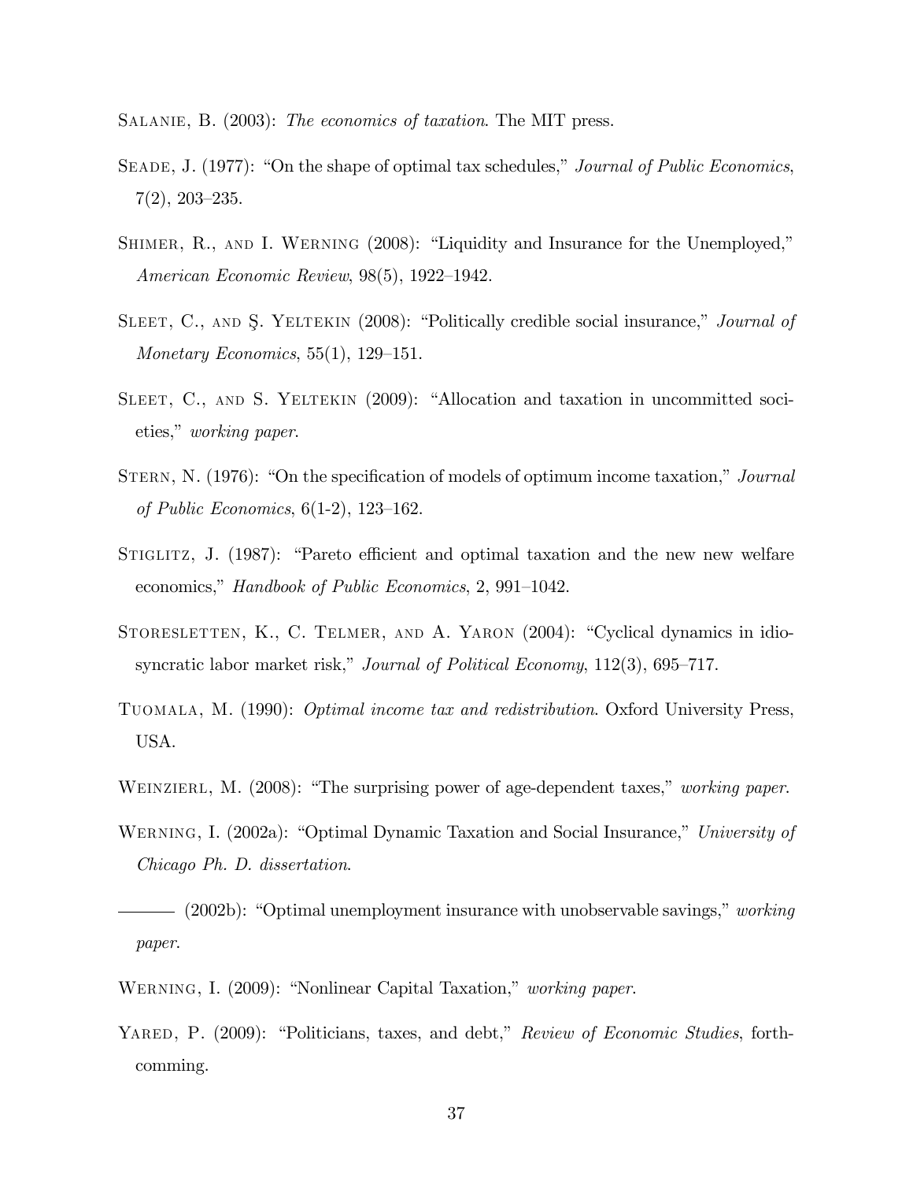Salanie, B. (2003): *The economics of taxation*. The MIT press.

Seade, J. (1977): "On the shape of optimal tax schedules," *Journal of Public Economics*, 7(2), 203–235.

Shimer, R., and I. Werning (2008): "Liquidity and Insurance for the Unemployed," *American Economic Review*, 98(5), 1922–1942.

Sleet, C., and Ş. Yeltekin (2008): "Politically credible social insurance," *Journal of Monetary Economics*, 55(1), 129–151.

Sleet, C., and S. Yeltekin (2009): "Allocation and taxation in uncommitted societies," *working paper*.

Stern, N. (1976): "On the specification of models of optimum income taxation," *Journal of Public Economics*, 6(1-2), 123–162.

Stiglitz, J. (1987): "Pareto efficient and optimal taxation and the new new welfare economics," *Handbook of Public Economics*, 2, 991–1042.

Storesletten, K., C. Telmer, and A. Yaron (2004): "Cyclical dynamics in idiosyncratic labor market risk," *Journal of Political Economy*, 112(3), 695–717.

Tuomala, M. (1990): *Optimal income tax and redistribution*. Oxford University Press, USA.

Weinzierl, M. (2008): "The surprising power of age-dependent taxes," *working paper*.

Werning, I. (2002a): "Optimal Dynamic Taxation and Social Insurance," *University of Chicago Ph. D. dissertation*.

——— (2002b): "Optimal unemployment insurance with unobservable savings," *working paper*.

Werning, I. (2009): "Nonlinear Capital Taxation," *working paper*.

Yared, P. (2009): "Politicians, taxes, and debt," *Review of Economic Studies*, forthcomming.